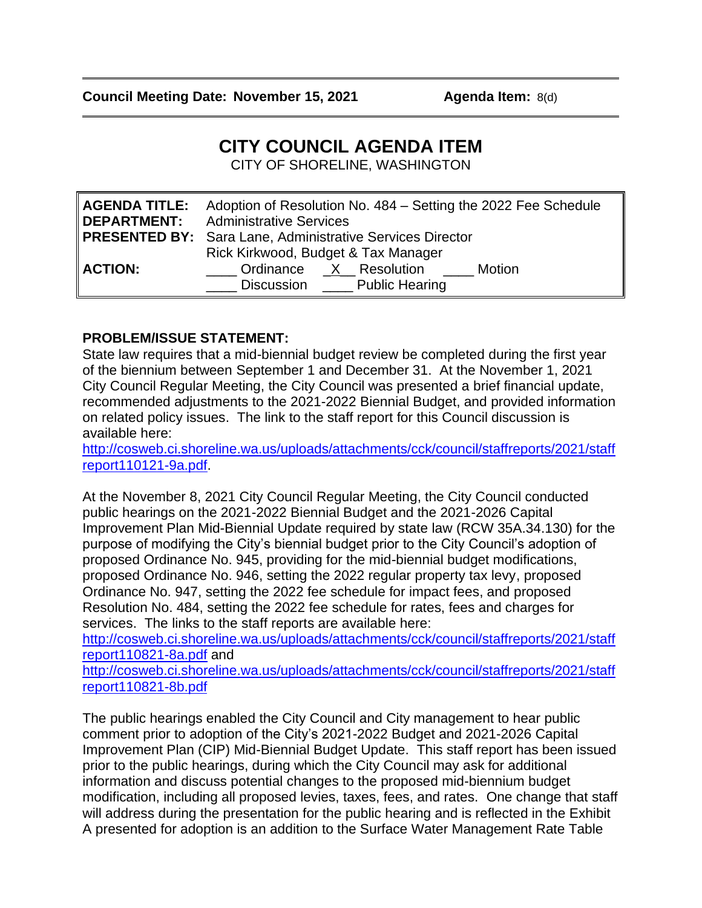**Council Meeting Date: November 15, 2021** **Agenda Item:** 8(d)

# CITY COUNCIL AGENDA ITEM

CITY OF SHORELINE, WASHINGTON

| | |
|---|---|
| **AGENDA TITLE:** | Adoption of Resolution No. 484 – Setting the 2022 Fee Schedule |
| **DEPARTMENT:** | Administrative Services |
| **PRESENTED BY:** | Sara Lane, Administrative Services Director<br>Rick Kirkwood, Budget & Tax Manager |
| **ACTION:** | ____ Ordinance __X__ Resolution ____ Motion<br>____ Discussion ____ Public Hearing |

**PROBLEM/ISSUE STATEMENT:**

State law requires that a mid-biennial budget review be completed during the first year of the biennium between September 1 and December 31. At the November 1, 2021 City Council Regular Meeting, the City Council was presented a brief financial update, recommended adjustments to the 2021-2022 Biennial Budget, and provided information on related policy issues. The link to the staff report for this Council discussion is available here: [http://cosweb.ci.shoreline.wa.us/uploads/attachments/cck/council/staffreports/2021/staffreport110121-9a.pdf](http://cosweb.ci.shoreline.wa.us/uploads/attachments/cck/council/staffreports/2021/staffreport110121-9a.pdf).

At the November 8, 2021 City Council Regular Meeting, the City Council conducted public hearings on the 2021-2022 Biennial Budget and the 2021-2026 Capital Improvement Plan Mid-Biennial Budget Update required by state law (RCW 35A.34.130) for the purpose of modifying the City's biennial budget prior to the City Council's adoption of proposed Ordinance No. 945, providing for the mid-biennial budget modifications, proposed Ordinance No. 946, setting the 2022 regular property tax levy, proposed Ordinance No. 947, setting the 2022 fee schedule for impact fees, and proposed Resolution No. 484, setting the 2022 fee schedule for rates, fees and charges for services. The links to the staff reports are available here: [http://cosweb.ci.shoreline.wa.us/uploads/attachments/cck/council/staffreports/2021/staffreport110821-8a.pdf](http://cosweb.ci.shoreline.wa.us/uploads/attachments/cck/council/staffreports/2021/staffreport110821-8a.pdf) and [http://cosweb.ci.shoreline.wa.us/uploads/attachments/cck/council/staffreports/2021/staffreport110821-8b.pdf](http://cosweb.ci.shoreline.wa.us/uploads/attachments/cck/council/staffreports/2021/staffreport110821-8b.pdf)

The public hearings enabled the City Council and City management to hear public comment prior to adoption of the City's 2021-2022 Budget and 2021-2026 Capital Improvement Plan (CIP) Mid-Biennial Budget Update. This staff report has been issued prior to the public hearings, during which the City Council may ask for additional information and discuss potential changes to the proposed mid-biennium budget modification, including all proposed levies, taxes, fees, and rates. One change that staff will address during the presentation for the public hearing and is reflected in the Exhibit A presented for adoption is an addition to the Surface Water Management Rate Table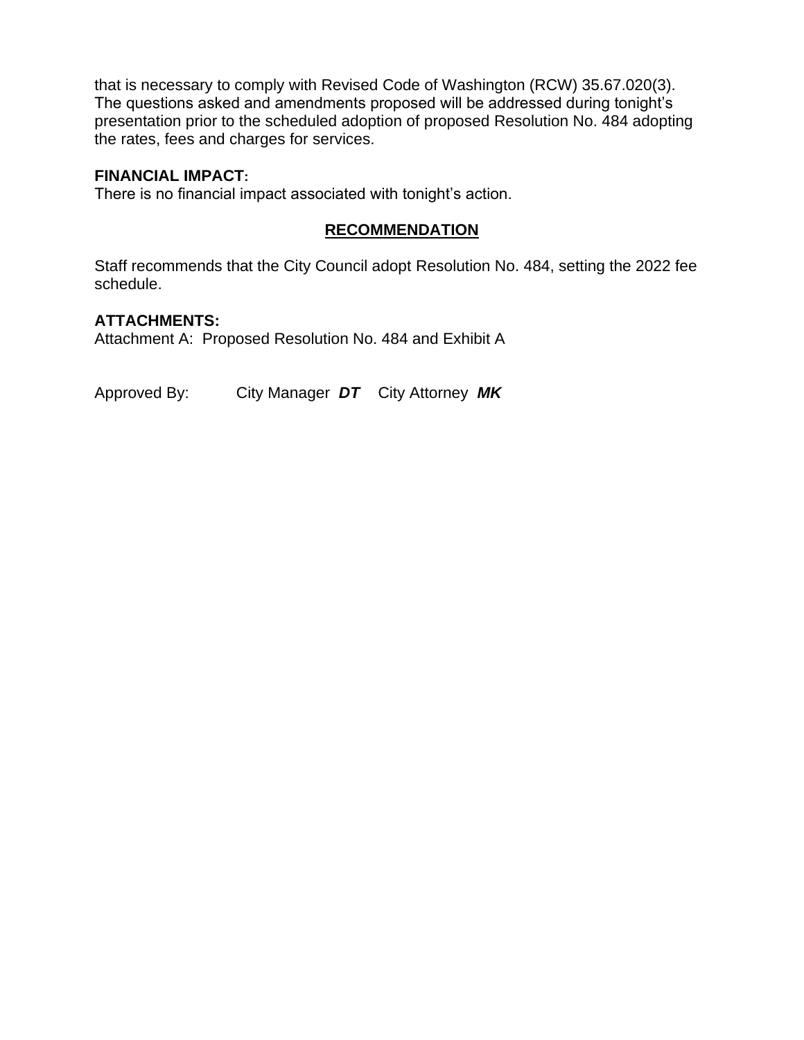that is necessary to comply with Revised Code of Washington (RCW) 35.67.020(3). The questions asked and amendments proposed will be addressed during tonight's presentation prior to the scheduled adoption of proposed Resolution No. 484 adopting the rates, fees and charges for services.

**FINANCIAL IMPACT:**
There is no financial impact associated with tonight's action.

## RECOMMENDATION

Staff recommends that the City Council adopt Resolution No. 484, setting the 2022 fee schedule.

**ATTACHMENTS:**
Attachment A: Proposed Resolution No. 484 and Exhibit A

Approved By: City Manager ***DT*** City Attorney ***MK***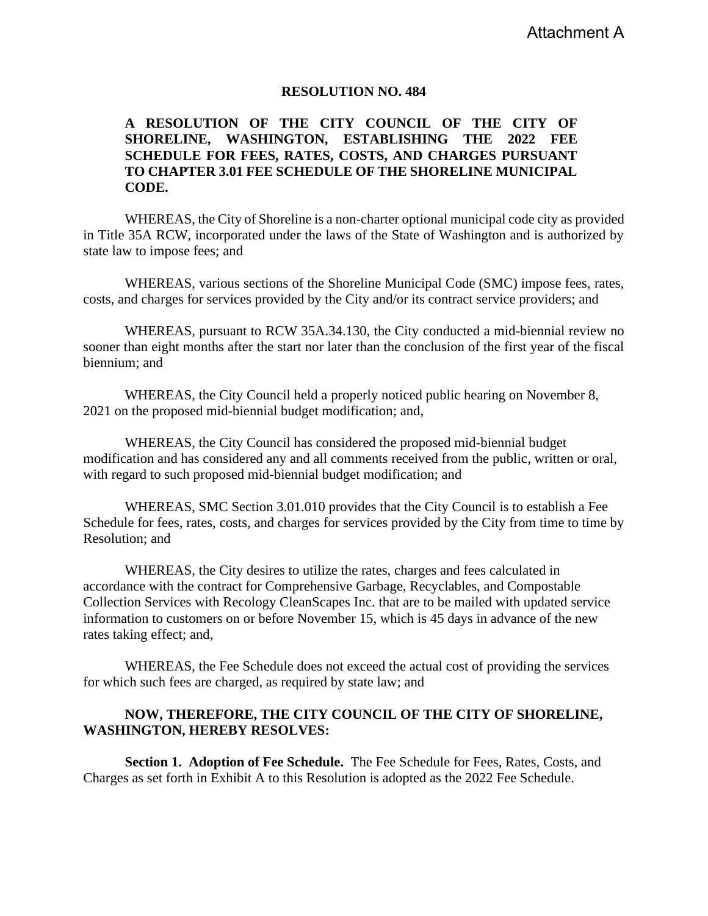Attachment A

# RESOLUTION NO. 484

**A RESOLUTION OF THE CITY COUNCIL OF THE CITY OF SHORELINE, WASHINGTON, ESTABLISHING THE 2022 FEE SCHEDULE FOR FEES, RATES, COSTS, AND CHARGES PURSUANT TO CHAPTER 3.01 FEE SCHEDULE OF THE SHORELINE MUNICIPAL CODE.**

WHEREAS, the City of Shoreline is a non-charter optional municipal code city as provided in Title 35A RCW, incorporated under the laws of the State of Washington and is authorized by state law to impose fees; and

WHEREAS, various sections of the Shoreline Municipal Code (SMC) impose fees, rates, costs, and charges for services provided by the City and/or its contract service providers; and

WHEREAS, pursuant to RCW 35A.34.130, the City conducted a mid-biennial review no sooner than eight months after the start nor later than the conclusion of the first year of the fiscal biennium; and

WHEREAS, the City Council held a properly noticed public hearing on November 8, 2021 on the proposed mid-biennial budget modification; and,

WHEREAS, the City Council has considered the proposed mid-biennial budget modification and has considered any and all comments received from the public, written or oral, with regard to such proposed mid-biennial budget modification; and

WHEREAS, SMC Section 3.01.010 provides that the City Council is to establish a Fee Schedule for fees, rates, costs, and charges for services provided by the City from time to time by Resolution; and

WHEREAS, the City desires to utilize the rates, charges and fees calculated in accordance with the contract for Comprehensive Garbage, Recyclables, and Compostable Collection Services with Recology CleanScapes Inc. that are to be mailed with updated service information to customers on or before November 15, which is 45 days in advance of the new rates taking effect; and,

WHEREAS, the Fee Schedule does not exceed the actual cost of providing the services for which such fees are charged, as required by state law; and

**NOW, THEREFORE, THE CITY COUNCIL OF THE CITY OF SHORELINE, WASHINGTON, HEREBY RESOLVES:**

**Section 1. Adoption of Fee Schedule.** The Fee Schedule for Fees, Rates, Costs, and Charges as set forth in Exhibit A to this Resolution is adopted as the 2022 Fee Schedule.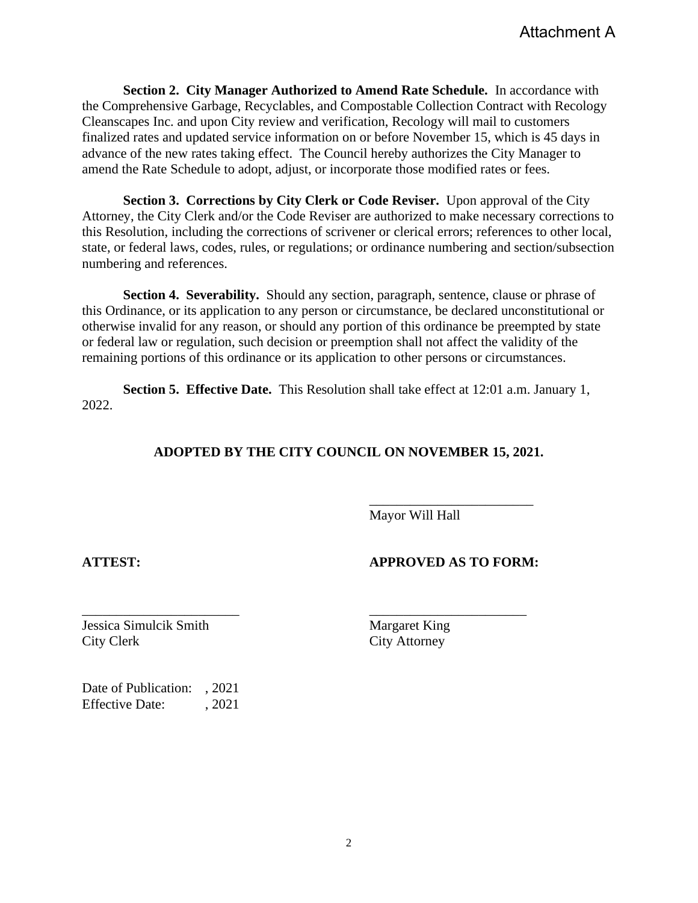Attachment A

**Section 2. City Manager Authorized to Amend Rate Schedule.** In accordance with the Comprehensive Garbage, Recyclables, and Compostable Collection Contract with Recology Cleanscapes Inc. and upon City review and verification, Recology will mail to customers finalized rates and updated service information on or before November 15, which is 45 days in advance of the new rates taking effect. The Council hereby authorizes the City Manager to amend the Rate Schedule to adopt, adjust, or incorporate those modified rates or fees.

**Section 3. Corrections by City Clerk or Code Reviser.** Upon approval of the City Attorney, the City Clerk and/or the Code Reviser are authorized to make necessary corrections to this Resolution, including the corrections of scrivener or clerical errors; references to other local, state, or federal laws, codes, rules, or regulations; or ordinance numbering and section/subsection numbering and references.

**Section 4. Severability.** Should any section, paragraph, sentence, clause or phrase of this Ordinance, or its application to any person or circumstance, be declared unconstitutional or otherwise invalid for any reason, or should any portion of this ordinance be preempted by state or federal law or regulation, such decision or preemption shall not affect the validity of the remaining portions of this ordinance or its application to other persons or circumstances.

**Section 5. Effective Date.** This Resolution shall take effect at 12:01 a.m. January 1, 2022.

**ADOPTED BY THE CITY COUNCIL ON NOVEMBER 15, 2021.**

________________________
Mayor Will Hall

**ATTEST:**

______________________
Jessica Simulcik Smith
City Clerk

**APPROVED AS TO FORM:**

______________________
Margaret King
City Attorney

Date of Publication: , 2021
Effective Date: , 2021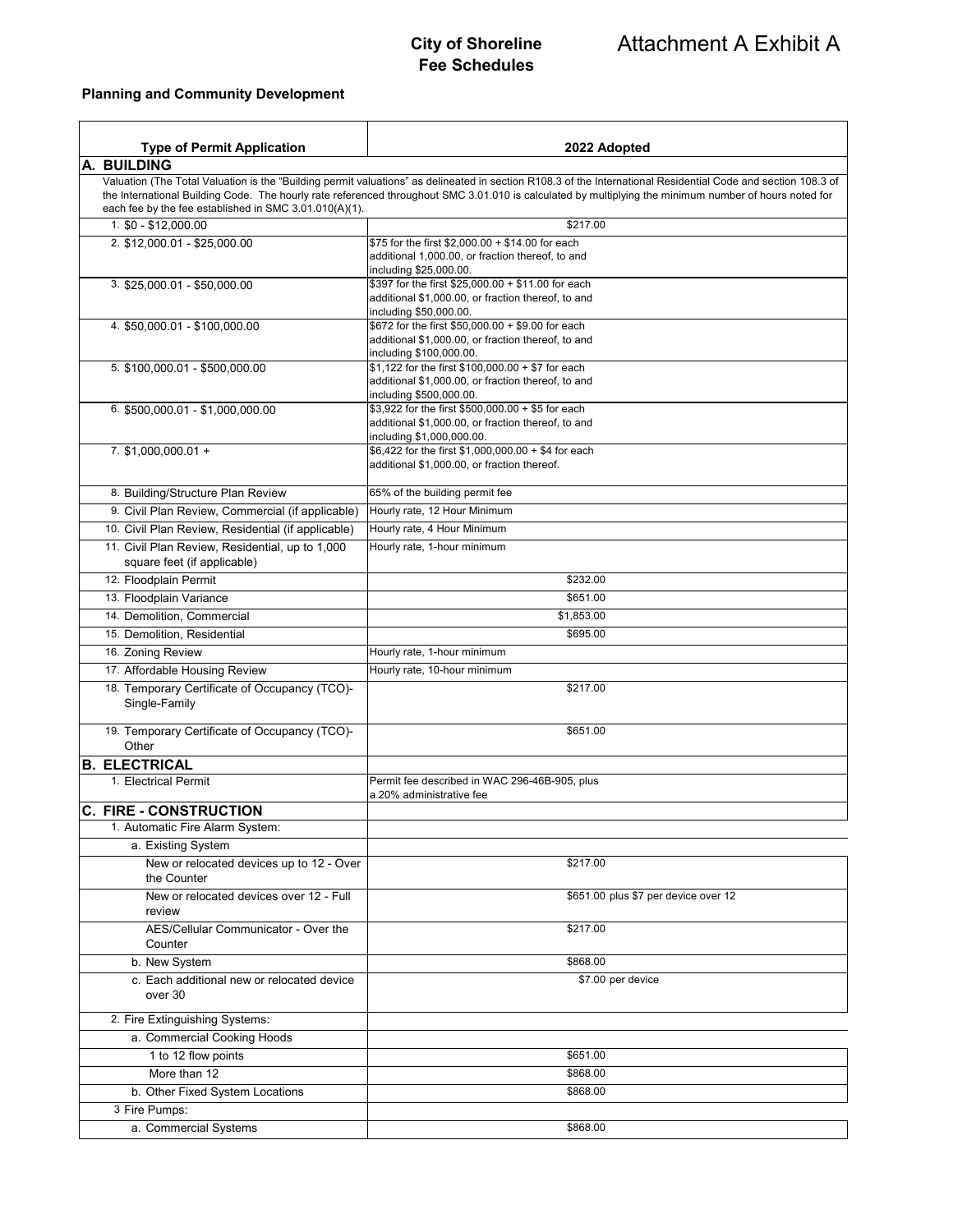**City of Shoreline**
**Fee Schedules**

Attachment A Exhibit A

**Planning and Community Development**

| Type of Permit Application | 2022 Adopted |
|---|---|
| **A. BUILDING** | |
| Valuation (The Total Valuation is the "Building permit valuations" as delineated in section R108.3 of the International Residential Code and section 108.3 of the International Building Code. The hourly rate referenced throughout SMC 3.01.010 is calculated by multiplying the minimum number of hours noted for each fee by the fee established in SMC 3.01.010(A)(1). | |
| 1. $0 - $12,000.00 | $217.00 |
| 2. $12,000.01 - $25,000.00 | $75 for the first $2,000.00 + $14.00 for each additional 1,000.00, or fraction thereof, to and including $25,000.00. |
| 3. $25,000.01 - $50,000.00 | $397 for the first $25,000.00 + $11.00 for each additional $1,000.00, or fraction thereof, to and including $50,000.00. |
| 4. $50,000.01 - $100,000.00 | $672 for the first $50,000.00 + $9.00 for each additional $1,000.00, or fraction thereof, to and including $100,000.00. |
| 5. $100,000.01 - $500,000.00 | $1,122 for the first $100,000.00 + $7 for each additional $1,000.00, or fraction thereof, to and including $500,000.00. |
| 6. $500,000.01 - $1,000,000.00 | $3,922 for the first $500,000.00 + $5 for each additional $1,000.00, or fraction thereof, to and including $1,000,000.00. |
| 7. $1,000,000.01 + | $6,422 for the first $1,000,000.00 + $4 for each additional $1,000.00, or fraction thereof. |
| 8. Building/Structure Plan Review | 65% of the building permit fee |
| 9. Civil Plan Review, Commercial (if applicable) | Hourly rate, 12 Hour Minimum |
| 10. Civil Plan Review, Residential (if applicable) | Hourly rate, 4 Hour Minimum |
| 11. Civil Plan Review, Residential, up to 1,000 square feet (if applicable) | Hourly rate, 1-hour minimum |
| 12. Floodplain Permit | $232.00 |
| 13. Floodplain Variance | $651.00 |
| 14. Demolition, Commercial | $1,853.00 |
| 15. Demolition, Residential | $695.00 |
| 16. Zoning Review | Hourly rate, 1-hour minimum |
| 17. Affordable Housing Review | Hourly rate, 10-hour minimum |
| 18. Temporary Certificate of Occupancy (TCO)- Single-Family | $217.00 |
| 19. Temporary Certificate of Occupancy (TCO)- Other | $651.00 |
| **B. ELECTRICAL** | |
| 1. Electrical Permit | Permit fee described in WAC 296-46B-905, plus a 20% administrative fee |
| **C. FIRE - CONSTRUCTION** | |
| 1. Automatic Fire Alarm System: | |
| a. Existing System | |
| New or relocated devices up to 12 - Over the Counter | $217.00 |
| New or relocated devices over 12 - Full review | $651.00 plus $7 per device over 12 |
| AES/Cellular Communicator - Over the Counter | $217.00 |
| b. New System | $868.00 |
| c. Each additional new or relocated device over 30 | $7.00 per device |
| 2. Fire Extinguishing Systems: | |
| a. Commercial Cooking Hoods | |
| 1 to 12 flow points | $651.00 |
| More than 12 | $868.00 |
| b. Other Fixed System Locations | $868.00 |
| 3 Fire Pumps: | |
| a. Commercial Systems | $868.00 |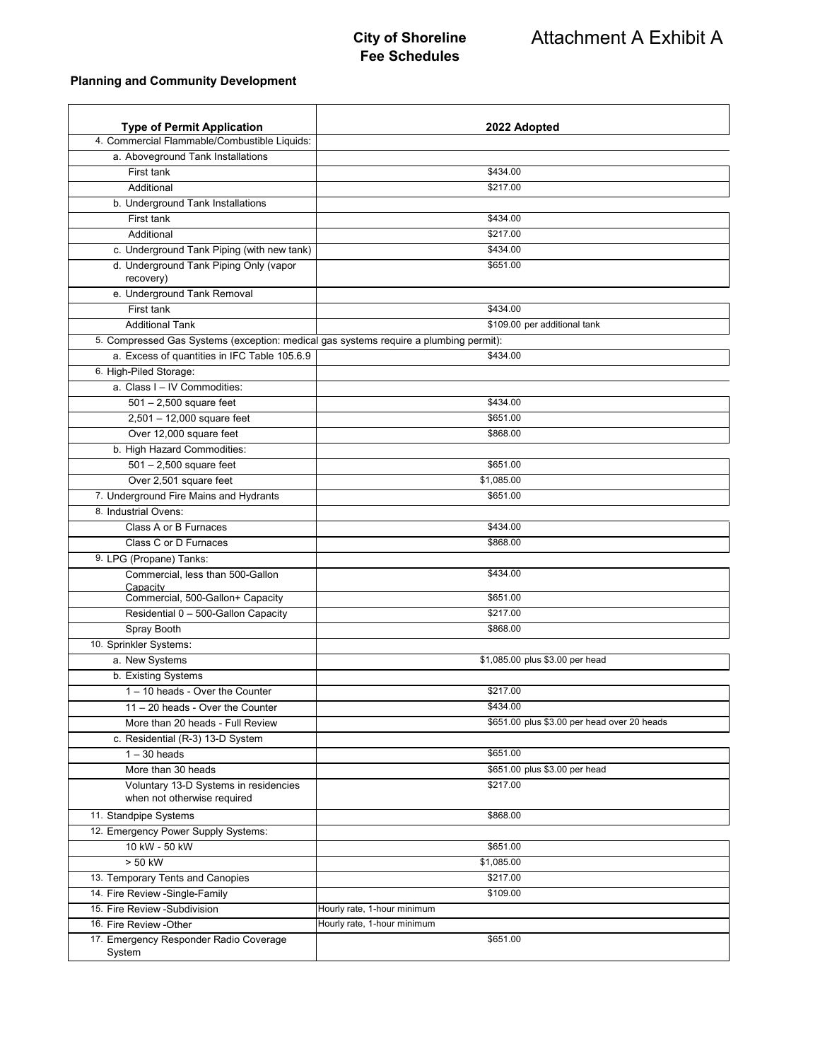City of Shoreline
Fee Schedules

Attachment A Exhibit A

**Planning and Community Development**

| Type of Permit Application | 2022 Adopted |
|---|---|
| 4. Commercial Flammable/Combustible Liquids: | |
| a. Aboveground Tank Installations | |
| First tank | $434.00 |
| Additional | $217.00 |
| b. Underground Tank Installations | |
| First tank | $434.00 |
| Additional | $217.00 |
| c. Underground Tank Piping (with new tank) | $434.00 |
| d. Underground Tank Piping Only (vapor recovery) | $651.00 |
| e. Underground Tank Removal | |
| First tank | $434.00 |
| Additional Tank | $109.00 per additional tank |
| 5. Compressed Gas Systems (exception: medical gas systems require a plumbing permit): | |
| a. Excess of quantities in IFC Table 105.6.9 | $434.00 |
| 6. High-Piled Storage: | |
| a. Class I – IV Commodities: | |
| 501 – 2,500 square feet | $434.00 |
| 2,501 – 12,000 square feet | $651.00 |
| Over 12,000 square feet | $868.00 |
| b. High Hazard Commodities: | |
| 501 – 2,500 square feet | $651.00 |
| Over 2,501 square feet | $1,085.00 |
| 7. Underground Fire Mains and Hydrants | $651.00 |
| 8. Industrial Ovens: | |
| Class A or B Furnaces | $434.00 |
| Class C or D Furnaces | $868.00 |
| 9. LPG (Propane) Tanks: | |
| Commercial, less than 500-Gallon Capacity | $434.00 |
| Commercial, 500-Gallon+ Capacity | $651.00 |
| Residential 0 – 500-Gallon Capacity | $217.00 |
| Spray Booth | $868.00 |
| 10. Sprinkler Systems: | |
| a. New Systems | $1,085.00 plus $3.00 per head |
| b. Existing Systems | |
| 1 – 10 heads - Over the Counter | $217.00 |
| 11 – 20 heads - Over the Counter | $434.00 |
| More than 20 heads - Full Review | $651.00 plus $3.00 per head over 20 heads |
| c. Residential (R-3) 13-D System | |
| 1 – 30 heads | $651.00 |
| More than 30 heads | $651.00 plus $3.00 per head |
| Voluntary 13-D Systems in residencies when not otherwise required | $217.00 |
| 11. Standpipe Systems | $868.00 |
| 12. Emergency Power Supply Systems: | |
| 10 kW - 50 kW | $651.00 |
| > 50 kW | $1,085.00 |
| 13. Temporary Tents and Canopies | $217.00 |
| 14. Fire Review -Single-Family | $109.00 |
| 15. Fire Review -Subdivision | Hourly rate, 1-hour minimum |
| 16. Fire Review -Other | Hourly rate, 1-hour minimum |
| 17. Emergency Responder Radio Coverage System | $651.00 |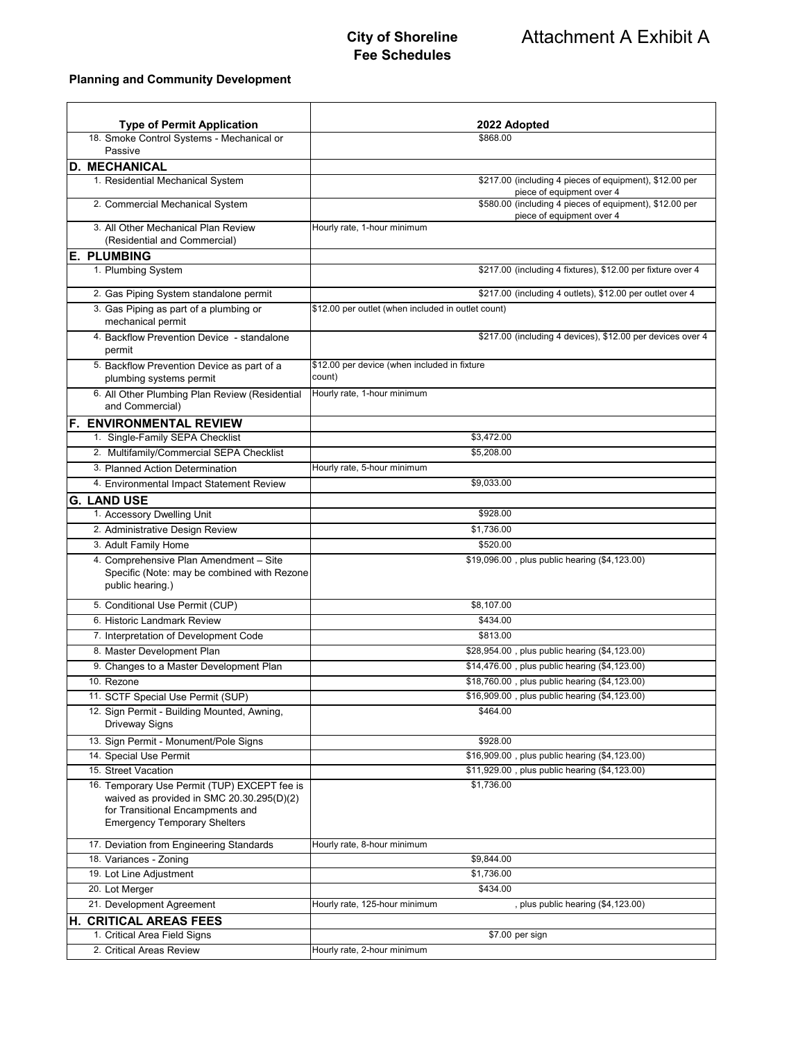City of Shoreline
Fee Schedules

Attachment A Exhibit A

**Planning and Community Development**

| Type of Permit Application | 2022 Adopted |
|---|---|
| 18. Smoke Control Systems - Mechanical or Passive | $868.00 |
| **D. MECHANICAL** | |
| 1. Residential Mechanical System | $217.00 (including 4 pieces of equipment), $12.00 per piece of equipment over 4 |
| 2. Commercial Mechanical System | $580.00 (including 4 pieces of equipment), $12.00 per piece of equipment over 4 |
| 3. All Other Mechanical Plan Review (Residential and Commercial) | Hourly rate, 1-hour minimum |
| **E. PLUMBING** | |
| 1. Plumbing System | $217.00 (including 4 fixtures), $12.00 per fixture over 4 |
| 2. Gas Piping System standalone permit | $217.00 (including 4 outlets), $12.00 per outlet over 4 |
| 3. Gas Piping as part of a plumbing or mechanical permit | $12.00 per outlet (when included in outlet count) |
| 4. Backflow Prevention Device - standalone permit | $217.00 (including 4 devices), $12.00 per devices over 4 |
| 5. Backflow Prevention Device as part of a plumbing systems permit | $12.00 per device (when included in fixture count) |
| 6. All Other Plumbing Plan Review (Residential and Commercial) | Hourly rate, 1-hour minimum |
| **F. ENVIRONMENTAL REVIEW** | |
| 1. Single-Family SEPA Checklist | $3,472.00 |
| 2. Multifamily/Commercial SEPA Checklist | $5,208.00 |
| 3. Planned Action Determination | Hourly rate, 5-hour minimum |
| 4. Environmental Impact Statement Review | $9,033.00 |
| **G. LAND USE** | |
| 1. Accessory Dwelling Unit | $928.00 |
| 2. Administrative Design Review | $1,736.00 |
| 3. Adult Family Home | $520.00 |
| 4. Comprehensive Plan Amendment – Site Specific (Note: may be combined with Rezone public hearing.) | $19,096.00 , plus public hearing ($4,123.00) |
| 5. Conditional Use Permit (CUP) | $8,107.00 |
| 6. Historic Landmark Review | $434.00 |
| 7. Interpretation of Development Code | $813.00 |
| 8. Master Development Plan | $28,954.00 , plus public hearing ($4,123.00) |
| 9. Changes to a Master Development Plan | $14,476.00 , plus public hearing ($4,123.00) |
| 10. Rezone | $18,760.00 , plus public hearing ($4,123.00) |
| 11. SCTF Special Use Permit (SUP) | $16,909.00 , plus public hearing ($4,123.00) |
| 12. Sign Permit - Building Mounted, Awning, Driveway Signs | $464.00 |
| 13. Sign Permit - Monument/Pole Signs | $928.00 |
| 14. Special Use Permit | $16,909.00 , plus public hearing ($4,123.00) |
| 15. Street Vacation | $11,929.00 , plus public hearing ($4,123.00) |
| 16. Temporary Use Permit (TUP) EXCEPT fee is waived as provided in SMC 20.30.295(D)(2) for Transitional Encampments and Emergency Temporary Shelters | $1,736.00 |
| 17. Deviation from Engineering Standards | Hourly rate, 8-hour minimum |
| 18. Variances - Zoning | $9,844.00 |
| 19. Lot Line Adjustment | $1,736.00 |
| 20. Lot Merger | $434.00 |
| 21. Development Agreement | Hourly rate, 125-hour minimum , plus public hearing ($4,123.00) |
| **H. CRITICAL AREAS FEES** | |
| 1. Critical Area Field Signs | $7.00 per sign |
| 2. Critical Areas Review | Hourly rate, 2-hour minimum |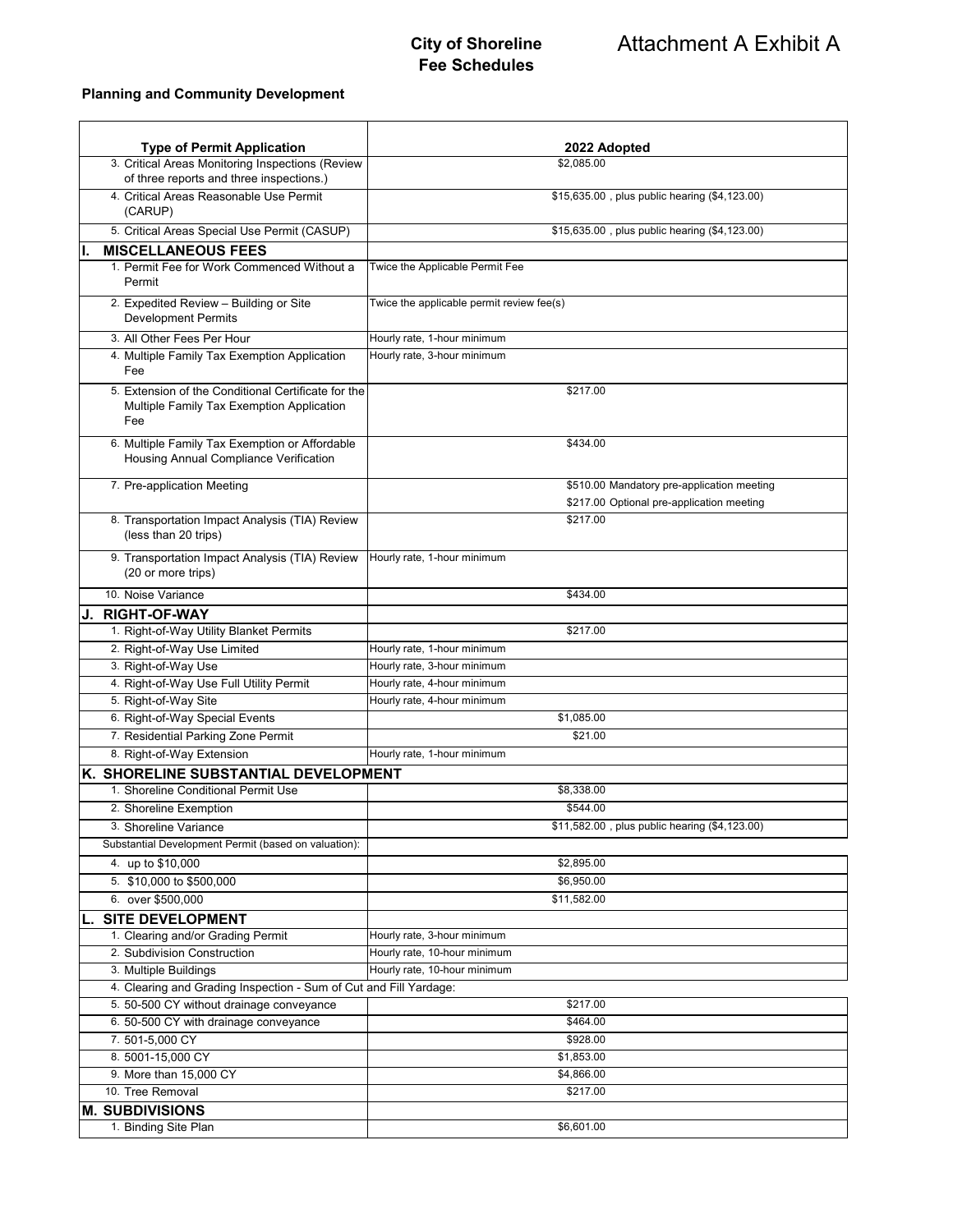**City of Shoreline**
**Fee Schedules**

Attachment A Exhibit A

**Planning and Community Development**

| Type of Permit Application | 2022 Adopted |
|---|---|
| 3. Critical Areas Monitoring Inspections (Review of three reports and three inspections.) | $2,085.00 |
| 4. Critical Areas Reasonable Use Permit (CARUP) | $15,635.00 , plus public hearing ($4,123.00) |
| 5. Critical Areas Special Use Permit (CASUP) | $15,635.00 , plus public hearing ($4,123.00) |
| **I. MISCELLANEOUS FEES** | |
| 1. Permit Fee for Work Commenced Without a Permit | Twice the Applicable Permit Fee |
| 2. Expedited Review – Building or Site Development Permits | Twice the applicable permit review fee(s) |
| 3. All Other Fees Per Hour | Hourly rate, 1-hour minimum |
| 4. Multiple Family Tax Exemption Application Fee | Hourly rate, 3-hour minimum |
| 5. Extension of the Conditional Certificate for the Multiple Family Tax Exemption Application Fee | $217.00 |
| 6. Multiple Family Tax Exemption or Affordable Housing Annual Compliance Verification | $434.00 |
| 7. Pre-application Meeting | $510.00 Mandatory pre-application meeting<br>$217.00 Optional pre-application meeting |
| 8. Transportation Impact Analysis (TIA) Review (less than 20 trips) | $217.00 |
| 9. Transportation Impact Analysis (TIA) Review (20 or more trips) | Hourly rate, 1-hour minimum |
| 10. Noise Variance | $434.00 |
| **J. RIGHT-OF-WAY** | |
| 1. Right-of-Way Utility Blanket Permits | $217.00 |
| 2. Right-of-Way Use Limited | Hourly rate, 1-hour minimum |
| 3. Right-of-Way Use | Hourly rate, 3-hour minimum |
| 4. Right-of-Way Use Full Utility Permit | Hourly rate, 4-hour minimum |
| 5. Right-of-Way Site | Hourly rate, 4-hour minimum |
| 6. Right-of-Way Special Events | $1,085.00 |
| 7. Residential Parking Zone Permit | $21.00 |
| 8. Right-of-Way Extension | Hourly rate, 1-hour minimum |
| **K. SHORELINE SUBSTANTIAL DEVELOPMENT** | |
| 1. Shoreline Conditional Permit Use | $8,338.00 |
| 2. Shoreline Exemption | $544.00 |
| 3. Shoreline Variance | $11,582.00 , plus public hearing ($4,123.00) |
| Substantial Development Permit (based on valuation): | |
| 4. up to $10,000 | $2,895.00 |
| 5. $10,000 to $500,000 | $6,950.00 |
| 6. over $500,000 | $11,582.00 |
| **L. SITE DEVELOPMENT** | |
| 1. Clearing and/or Grading Permit | Hourly rate, 3-hour minimum |
| 2. Subdivision Construction | Hourly rate, 10-hour minimum |
| 3. Multiple Buildings | Hourly rate, 10-hour minimum |
| 4. Clearing and Grading Inspection - Sum of Cut and Fill Yardage: | |
| 5. 50-500 CY without drainage conveyance | $217.00 |
| 6. 50-500 CY with drainage conveyance | $464.00 |
| 7. 501-5,000 CY | $928.00 |
| 8. 5001-15,000 CY | $1,853.00 |
| 9. More than 15,000 CY | $4,866.00 |
| 10. Tree Removal | $217.00 |
| **M. SUBDIVISIONS** | |
| 1. Binding Site Plan | $6,601.00 |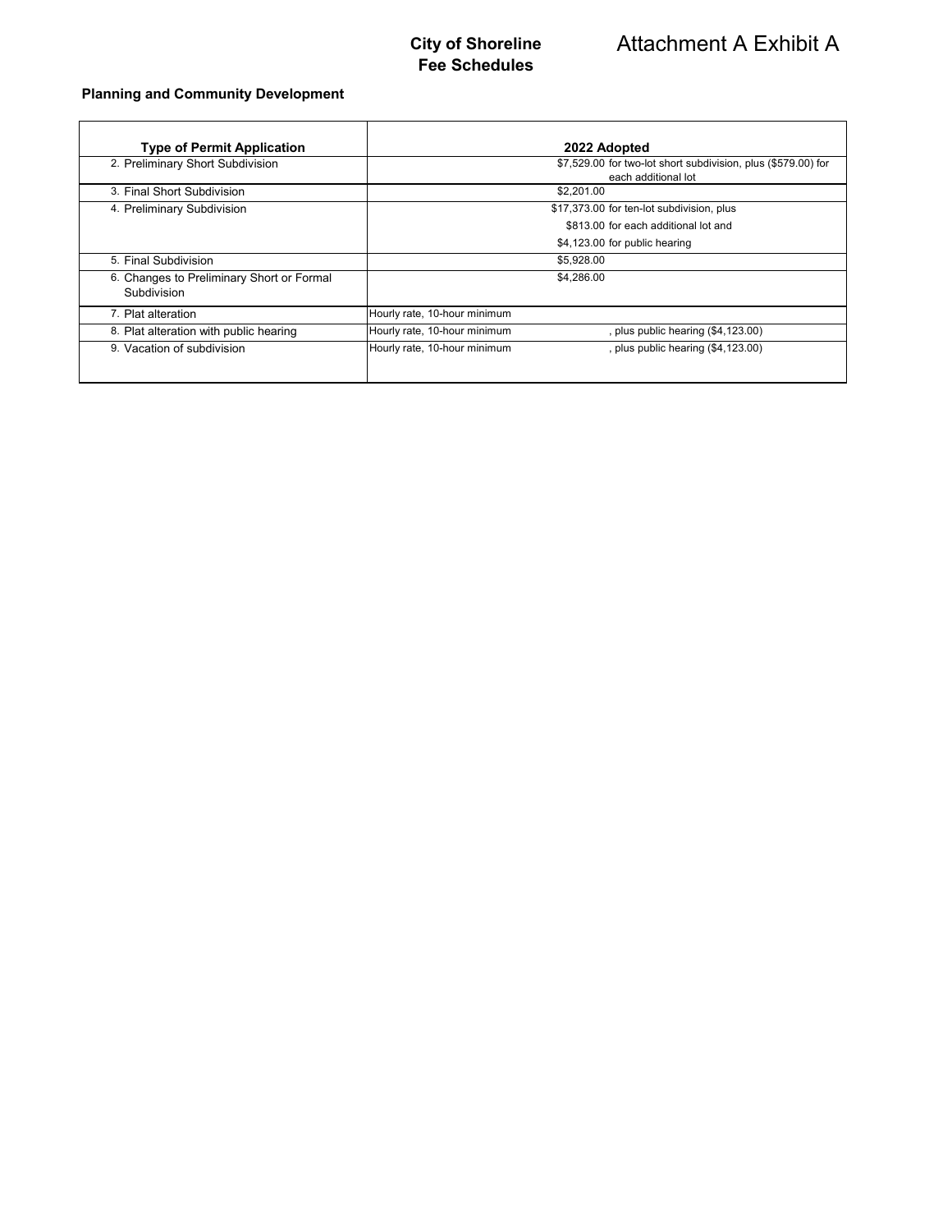**City of Shoreline**
**Fee Schedules**

Attachment A Exhibit A

**Planning and Community Development**

| Type of Permit Application | 2022 Adopted | |
|---|---|---|
| 2. Preliminary Short Subdivision | | $7,529.00 for two-lot short subdivision, plus ($579.00) for each additional lot |
| 3. Final Short Subdivision | | $2,201.00 |
| 4. Preliminary Subdivision | | $17,373.00 for ten-lot subdivision, plus<br>$813.00 for each additional lot and<br>$4,123.00 for public hearing |
| 5. Final Subdivision | | $5,928.00 |
| 6. Changes to Preliminary Short or Formal Subdivision | | $4,286.00 |
| 7. Plat alteration | Hourly rate, 10-hour minimum | |
| 8. Plat alteration with public hearing | Hourly rate, 10-hour minimum | , plus public hearing ($4,123.00) |
| 9. Vacation of subdivision | Hourly rate, 10-hour minimum | , plus public hearing ($4,123.00) |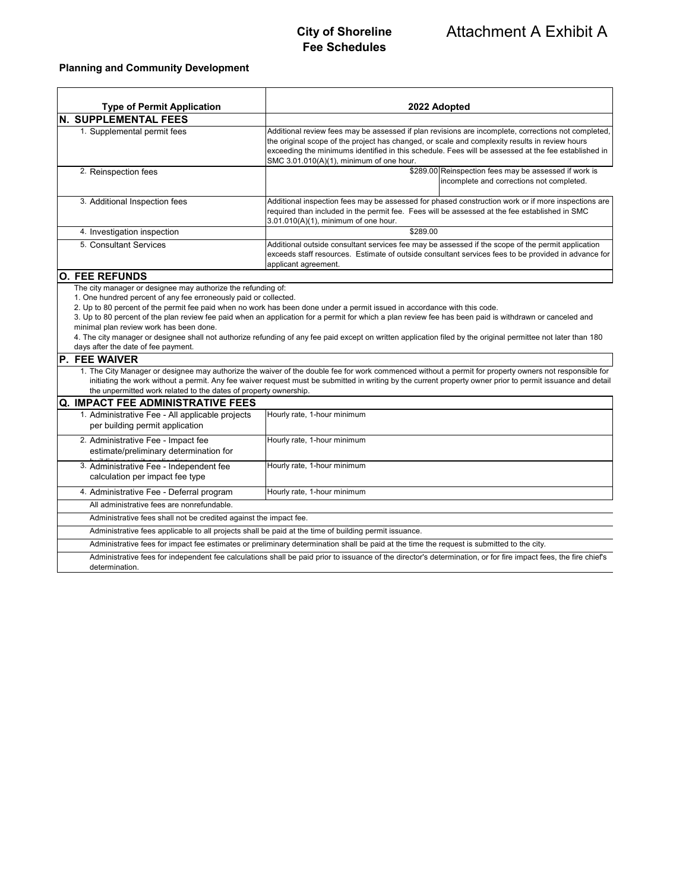City of Shoreline
Fee Schedules

Attachment A Exhibit A

**Planning and Community Development**

| Type of Permit Application | 2022 Adopted | |
|---|---|---|
| **N. SUPPLEMENTAL FEES** | | |
| 1. Supplemental permit fees | Additional review fees may be assessed if plan revisions are incomplete, corrections not completed, the original scope of the project has changed, or scale and complexity results in review hours exceeding the minimums identified in this schedule. Fees will be assessed at the fee established in SMC 3.01.010(A)(1), minimum of one hour. | |
| 2. Reinspection fees | $289.00 | Reinspection fees may be assessed if work is incomplete and corrections not completed. |
| 3. Additional Inspection fees | Additional inspection fees may be assessed for phased construction work or if more inspections are required than included in the permit fee. Fees will be assessed at the fee established in SMC 3.01.010(A)(1), minimum of one hour. | |
| 4. Investigation inspection | $289.00 | |
| 5. Consultant Services | Additional outside consultant services fee may be assessed if the scope of the permit application exceeds staff resources. Estimate of outside consultant services fees to be provided in advance for applicant agreement. | |

**O. FEE REFUNDS**

The city manager or designee may authorize the refunding of:

1. One hundred percent of any fee erroneously paid or collected.
2. Up to 80 percent of the permit fee paid when no work has been done under a permit issued in accordance with this code.
3. Up to 80 percent of the plan review fee paid when an application for a permit for which a plan review fee has been paid is withdrawn or canceled and minimal plan review work has been done.
4. The city manager or designee shall not authorize refunding of any fee paid except on written application filed by the original permittee not later than 180 days after the date of fee payment.

**P. FEE WAIVER**

1. The City Manager or designee may authorize the waiver of the double fee for work commenced without a permit for property owners not responsible for initiating the work without a permit. Any fee waiver request must be submitted in writing by the current property owner prior to permit issuance and detail the unpermitted work related to the dates of property ownership.

| Type of Permit Application | 2022 Adopted |
|---|---|
| **Q. IMPACT FEE ADMINISTRATIVE FEES** | |
| 1. Administrative Fee - All applicable projects per building permit application | Hourly rate, 1-hour minimum |
| 2. Administrative Fee - Impact fee estimate/preliminary determination for building permit application | Hourly rate, 1-hour minimum |
| 3. Administrative Fee - Independent fee calculation per impact fee type | Hourly rate, 1-hour minimum |
| 4. Administrative Fee - Deferral program | Hourly rate, 1-hour minimum |

All administrative fees are nonrefundable.

Administrative fees shall not be credited against the impact fee.

Administrative fees applicable to all projects shall be paid at the time of building permit issuance.

Administrative fees for impact fee estimates or preliminary determination shall be paid at the time the request is submitted to the city.

Administrative fees for independent fee calculations shall be paid prior to issuance of the director's determination, or for fire impact fees, the fire chief's determination.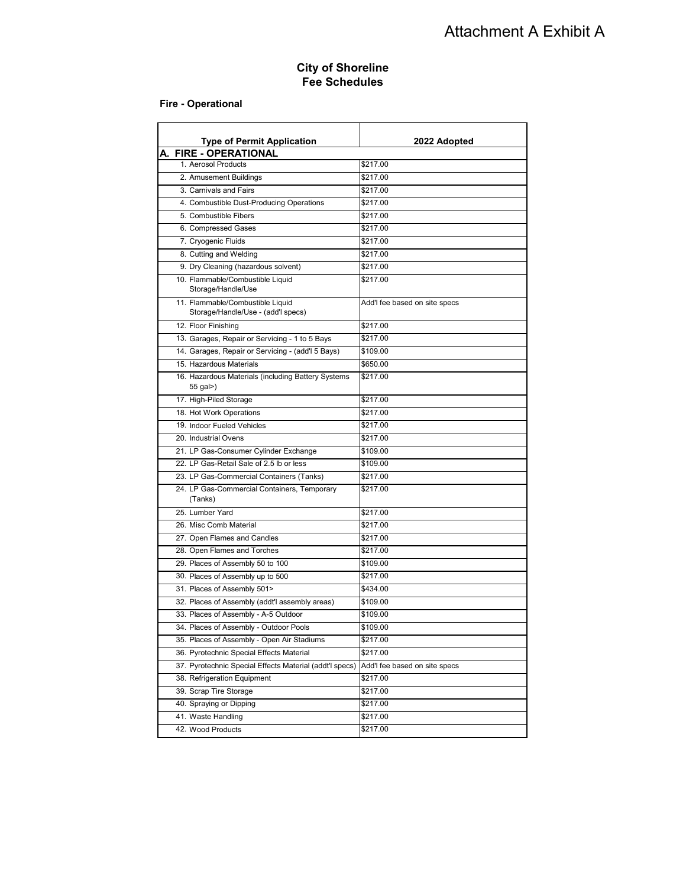# Attachment A Exhibit A

## City of Shoreline
## Fee Schedules

### Fire - Operational

| Type of Permit Application | 2022 Adopted |
|---|---|
| **A. FIRE - OPERATIONAL** | |
| 1. Aerosol Products | $217.00 |
| 2. Amusement Buildings | $217.00 |
| 3. Carnivals and Fairs | $217.00 |
| 4. Combustible Dust-Producing Operations | $217.00 |
| 5. Combustible Fibers | $217.00 |
| 6. Compressed Gases | $217.00 |
| 7. Cryogenic Fluids | $217.00 |
| 8. Cutting and Welding | $217.00 |
| 9. Dry Cleaning (hazardous solvent) | $217.00 |
| 10. Flammable/Combustible Liquid Storage/Handle/Use | $217.00 |
| 11. Flammable/Combustible Liquid Storage/Handle/Use - (add'l specs) | Add'l fee based on site specs |
| 12. Floor Finishing | $217.00 |
| 13. Garages, Repair or Servicing - 1 to 5 Bays | $217.00 |
| 14. Garages, Repair or Servicing - (add'l 5 Bays) | $109.00 |
| 15. Hazardous Materials | $650.00 |
| 16. Hazardous Materials (including Battery Systems 55 gal>) | $217.00 |
| 17. High-Piled Storage | $217.00 |
| 18. Hot Work Operations | $217.00 |
| 19. Indoor Fueled Vehicles | $217.00 |
| 20. Industrial Ovens | $217.00 |
| 21. LP Gas-Consumer Cylinder Exchange | $109.00 |
| 22. LP Gas-Retail Sale of 2.5 lb or less | $109.00 |
| 23. LP Gas-Commercial Containers (Tanks) | $217.00 |
| 24. LP Gas-Commercial Containers, Temporary (Tanks) | $217.00 |
| 25. Lumber Yard | $217.00 |
| 26. Misc Comb Material | $217.00 |
| 27. Open Flames and Candles | $217.00 |
| 28. Open Flames and Torches | $217.00 |
| 29. Places of Assembly 50 to 100 | $109.00 |
| 30. Places of Assembly up to 500 | $217.00 |
| 31. Places of Assembly 501> | $434.00 |
| 32. Places of Assembly (addt'l assembly areas) | $109.00 |
| 33. Places of Assembly - A-5 Outdoor | $109.00 |
| 34. Places of Assembly - Outdoor Pools | $109.00 |
| 35. Places of Assembly - Open Air Stadiums | $217.00 |
| 36. Pyrotechnic Special Effects Material | $217.00 |
| 37. Pyrotechnic Special Effects Material (addt'l specs) | Add'l fee based on site specs |
| 38. Refrigeration Equipment | $217.00 |
| 39. Scrap Tire Storage | $217.00 |
| 40. Spraying or Dipping | $217.00 |
| 41. Waste Handling | $217.00 |
| 42. Wood Products | $217.00 |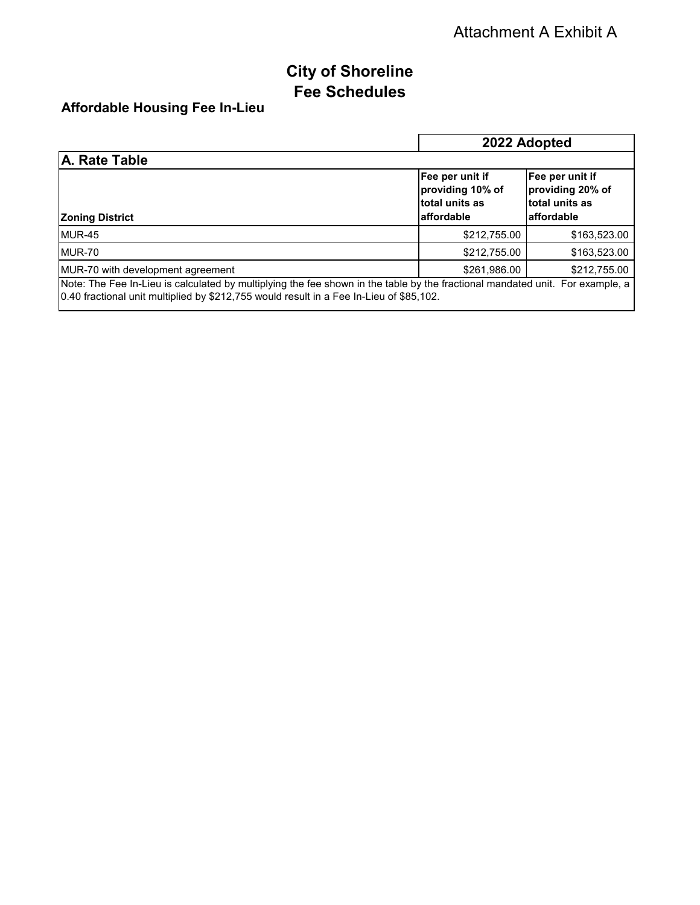Attachment A Exhibit A

# City of Shoreline
# Fee Schedules

**Affordable Housing Fee In-Lieu**

| | 2022 Adopted | |
|---|---|---|
| **A. Rate Table** | | |
| **Zoning District** | **Fee per unit if providing 10% of total units as affordable** | **Fee per unit if providing 20% of total units as affordable** |
| MUR-45 | $212,755.00 | $163,523.00 |
| MUR-70 | $212,755.00 | $163,523.00 |
| MUR-70 with development agreement | $261,986.00 | $212,755.00 |

Note: The Fee In-Lieu is calculated by multiplying the fee shown in the table by the fractional mandated unit. For example, a 0.40 fractional unit multiplied by $212,755 would result in a Fee In-Lieu of $85,102.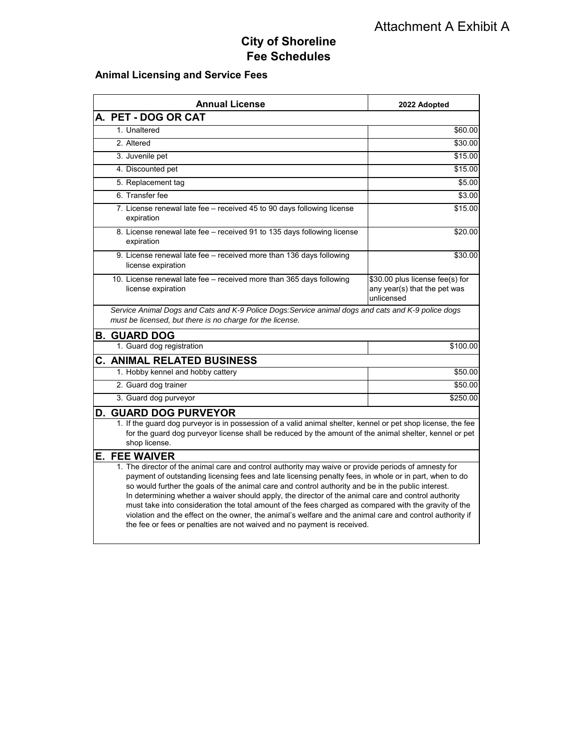Attachment A Exhibit A

# City of Shoreline
# Fee Schedules

## Animal Licensing and Service Fees

| Annual License | 2022 Adopted |
|---|---|
| **A. PET - DOG OR CAT** | |
| 1. Unaltered | $60.00 |
| 2. Altered | $30.00 |
| 3. Juvenile pet | $15.00 |
| 4. Discounted pet | $15.00 |
| 5. Replacement tag | $5.00 |
| 6. Transfer fee | $3.00 |
| 7. License renewal late fee – received 45 to 90 days following license expiration | $15.00 |
| 8. License renewal late fee – received 91 to 135 days following license expiration | $20.00 |
| 9. License renewal late fee – received more than 136 days following license expiration | $30.00 |
| 10. License renewal late fee – received more than 365 days following license expiration | $30.00 plus license fee(s) for any year(s) that the pet was unlicensed |
| *Service Animal Dogs and Cats and K-9 Police Dogs:Service animal dogs and cats and K-9 police dogs must be licensed, but there is no charge for the license.* | |
| **B. GUARD DOG** | |
| 1. Guard dog registration | $100.00 |
| **C. ANIMAL RELATED BUSINESS** | |
| 1. Hobby kennel and hobby cattery | $50.00 |
| 2. Guard dog trainer | $50.00 |
| 3. Guard dog purveyor | $250.00 |
| **D. GUARD DOG PURVEYOR** | |
| 1. If the guard dog purveyor is in possession of a valid animal shelter, kennel or pet shop license, the fee for the guard dog purveyor license shall be reduced by the amount of the animal shelter, kennel or pet shop license. | |
| **E. FEE WAIVER** | |
| 1. The director of the animal care and control authority may waive or provide periods of amnesty for payment of outstanding licensing fees and late licensing penalty fees, in whole or in part, when to do so would further the goals of the animal care and control authority and be in the public interest. In determining whether a waiver should apply, the director of the animal care and control authority must take into consideration the total amount of the fees charged as compared with the gravity of the violation and the effect on the owner, the animal's welfare and the animal care and control authority if the fee or fees or penalties are not waived and no payment is received. | |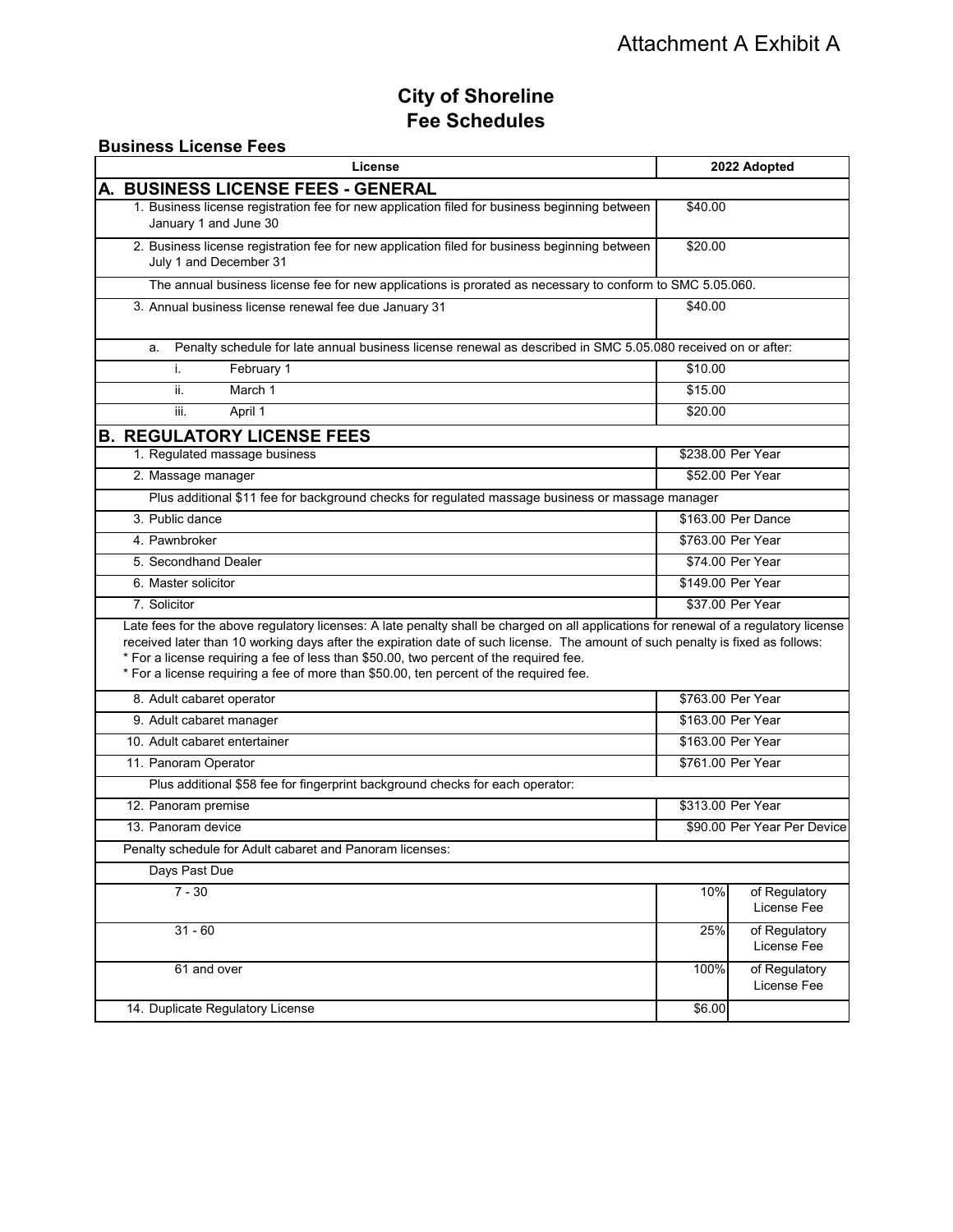Attachment A Exhibit A

# City of Shoreline
# Fee Schedules

## Business License Fees

| License | 2022 Adopted | |
|---|---|---|
| **A. BUSINESS LICENSE FEES - GENERAL** | | |
| 1. Business license registration fee for new application filed for business beginning between January 1 and June 30 | $40.00 | |
| 2. Business license registration fee for new application filed for business beginning between July 1 and December 31 | $20.00 | |
| The annual business license fee for new applications is prorated as necessary to conform to SMC 5.05.060. | | |
| 3. Annual business license renewal fee due January 31 | $40.00 | |
| a. Penalty schedule for late annual business license renewal as described in SMC 5.05.080 received on or after: | | |
| i. February 1 | $10.00 | |
| ii. March 1 | $15.00 | |
| iii. April 1 | $20.00 | |
| **B. REGULATORY LICENSE FEES** | | |
| 1. Regulated massage business | $238.00 Per Year | |
| 2. Massage manager | $52.00 Per Year | |
| Plus additional $11 fee for background checks for regulated massage business or massage manager | | |
| 3. Public dance | $163.00 Per Dance | |
| 4. Pawnbroker | $763.00 Per Year | |
| 5. Secondhand Dealer | $74.00 Per Year | |
| 6. Master solicitor | $149.00 Per Year | |
| 7. Solicitor | $37.00 Per Year | |
| Late fees for the above regulatory licenses: A late penalty shall be charged on all applications for renewal of a regulatory license received later than 10 working days after the expiration date of such license. The amount of such penalty is fixed as follows:<br>* For a license requiring a fee of less than $50.00, two percent of the required fee.<br>* For a license requiring a fee of more than $50.00, ten percent of the required fee. | | |
| 8. Adult cabaret operator | $763.00 Per Year | |
| 9. Adult cabaret manager | $163.00 Per Year | |
| 10. Adult cabaret entertainer | $163.00 Per Year | |
| 11. Panoram Operator | $761.00 Per Year | |
| Plus additional $58 fee for fingerprint background checks for each operator: | | |
| 12. Panoram premise | $313.00 Per Year | |
| 13. Panoram device | $90.00 Per Year Per Device | |
| Penalty schedule for Adult cabaret and Panoram licenses: | | |
| Days Past Due | | |
| 7 - 30 | 10% | of Regulatory License Fee |
| 31 - 60 | 25% | of Regulatory License Fee |
| 61 and over | 100% | of Regulatory License Fee |
| 14. Duplicate Regulatory License | $6.00 | |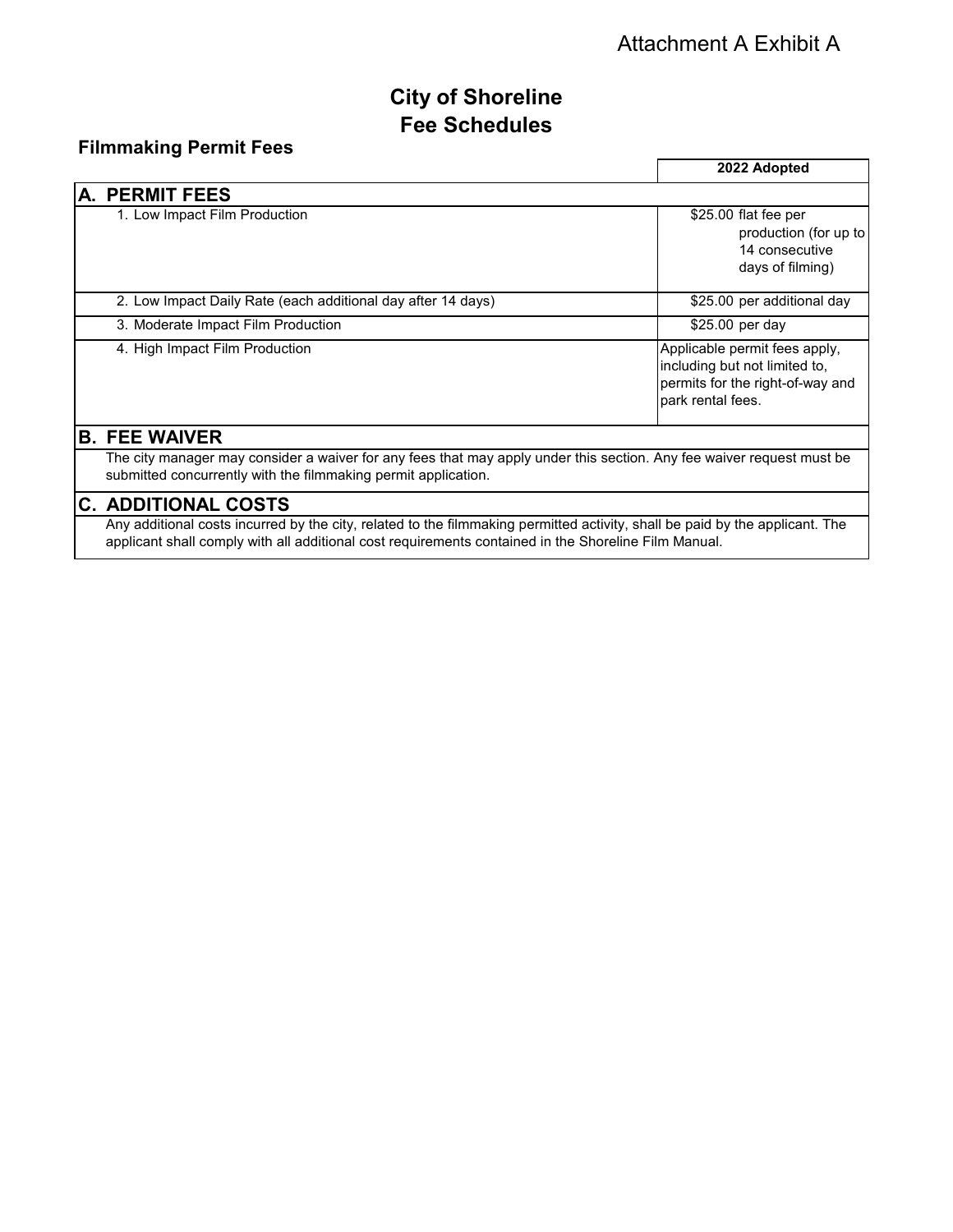Attachment A Exhibit A

# City of Shoreline
# Fee Schedules

## Filmmaking Permit Fees

| | 2022 Adopted |
|---|---|
| **A. PERMIT FEES** | |
| 1. Low Impact Film Production | $25.00 flat fee per production (for up to 14 consecutive days of filming) |
| 2. Low Impact Daily Rate (each additional day after 14 days) | $25.00 per additional day |
| 3. Moderate Impact Film Production | $25.00 per day |
| 4. High Impact Film Production | Applicable permit fees apply, including but not limited to, permits for the right-of-way and park rental fees. |

## B. FEE WAIVER

The city manager may consider a waiver for any fees that may apply under this section. Any fee waiver request must be submitted concurrently with the filmmaking permit application.

## C. ADDITIONAL COSTS

Any additional costs incurred by the city, related to the filmmaking permitted activity, shall be paid by the applicant. The applicant shall comply with all additional cost requirements contained in the Shoreline Film Manual.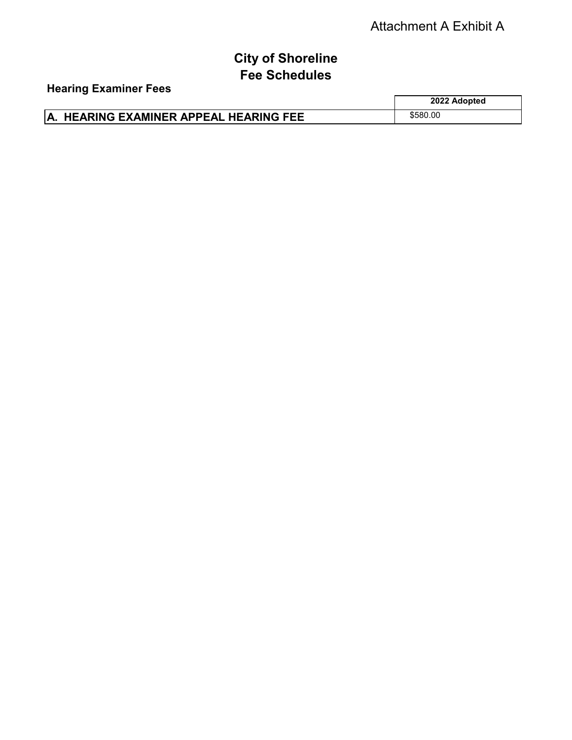Attachment A Exhibit A

# City of Shoreline
# Fee Schedules

**Hearing Examiner Fees**

| | 2022 Adopted |
|---|---|
| **A. HEARING EXAMINER APPEAL HEARING FEE** | $580.00 |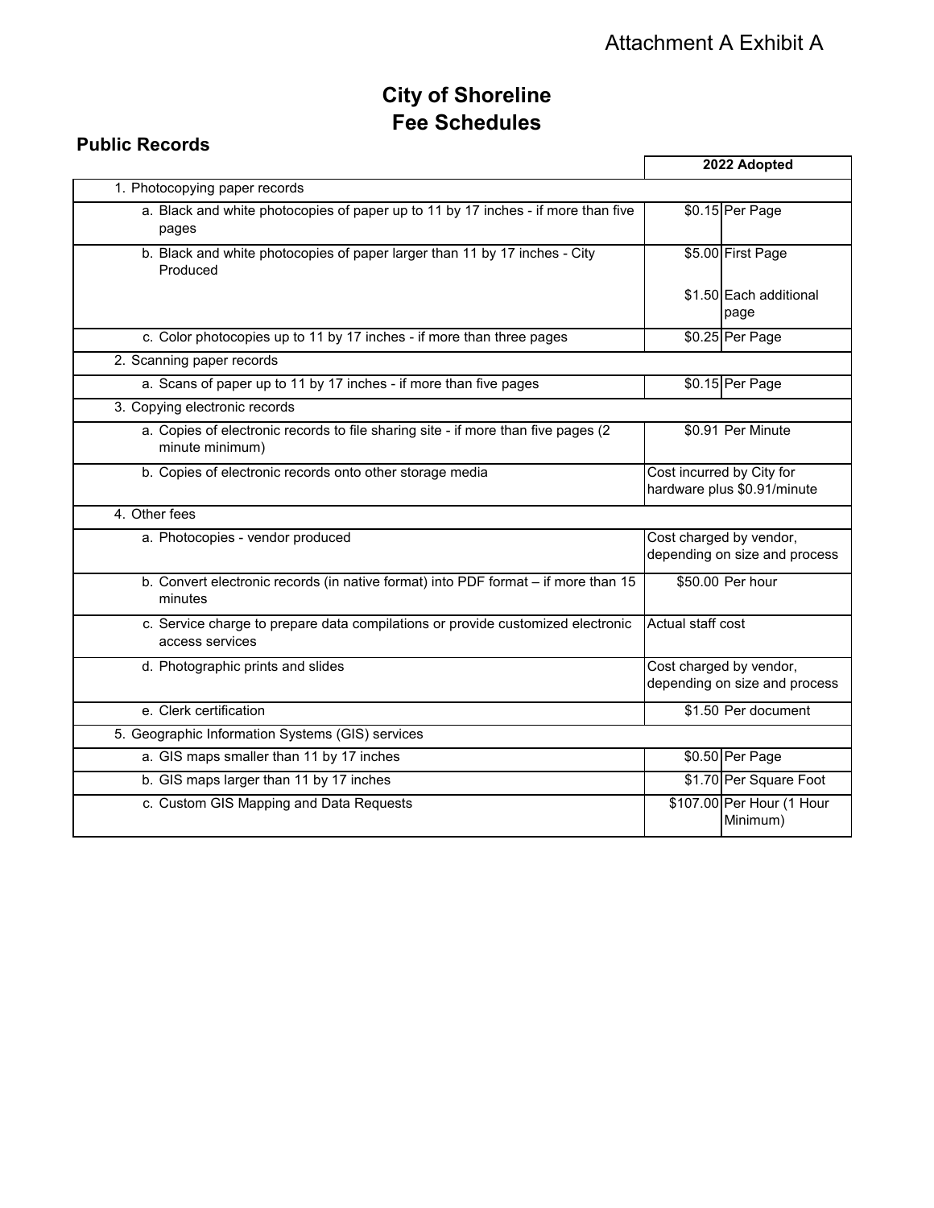Attachment A Exhibit A

# City of Shoreline
# Fee Schedules

## Public Records

| | 2022 Adopted | |
|---|---|---|
| 1. Photocopying paper records | | |
| a. Black and white photocopies of paper up to 11 by 17 inches - if more than five pages | $0.15 | Per Page |
| b. Black and white photocopies of paper larger than 11 by 17 inches - City Produced | $5.00 | First Page |
| | $1.50 | Each additional page |
| c. Color photocopies up to 11 by 17 inches - if more than three pages | $0.25 | Per Page |
| 2. Scanning paper records | | |
| a. Scans of paper up to 11 by 17 inches - if more than five pages | $0.15 | Per Page |
| 3. Copying electronic records | | |
| a. Copies of electronic records to file sharing site - if more than five pages (2 minute minimum) | $0.91 | Per Minute |
| b. Copies of electronic records onto other storage media | Cost incurred by City for hardware plus $0.91/minute | |
| 4. Other fees | | |
| a. Photocopies - vendor produced | Cost charged by vendor, depending on size and process | |
| b. Convert electronic records (in native format) into PDF format – if more than 15 minutes | $50.00 | Per hour |
| c. Service charge to prepare data compilations or provide customized electronic access services | Actual staff cost | |
| d. Photographic prints and slides | Cost charged by vendor, depending on size and process | |
| e. Clerk certification | $1.50 | Per document |
| 5. Geographic Information Systems (GIS) services | | |
| a. GIS maps smaller than 11 by 17 inches | $0.50 | Per Page |
| b. GIS maps larger than 11 by 17 inches | $1.70 | Per Square Foot |
| c. Custom GIS Mapping and Data Requests | $107.00 | Per Hour (1 Hour Minimum) |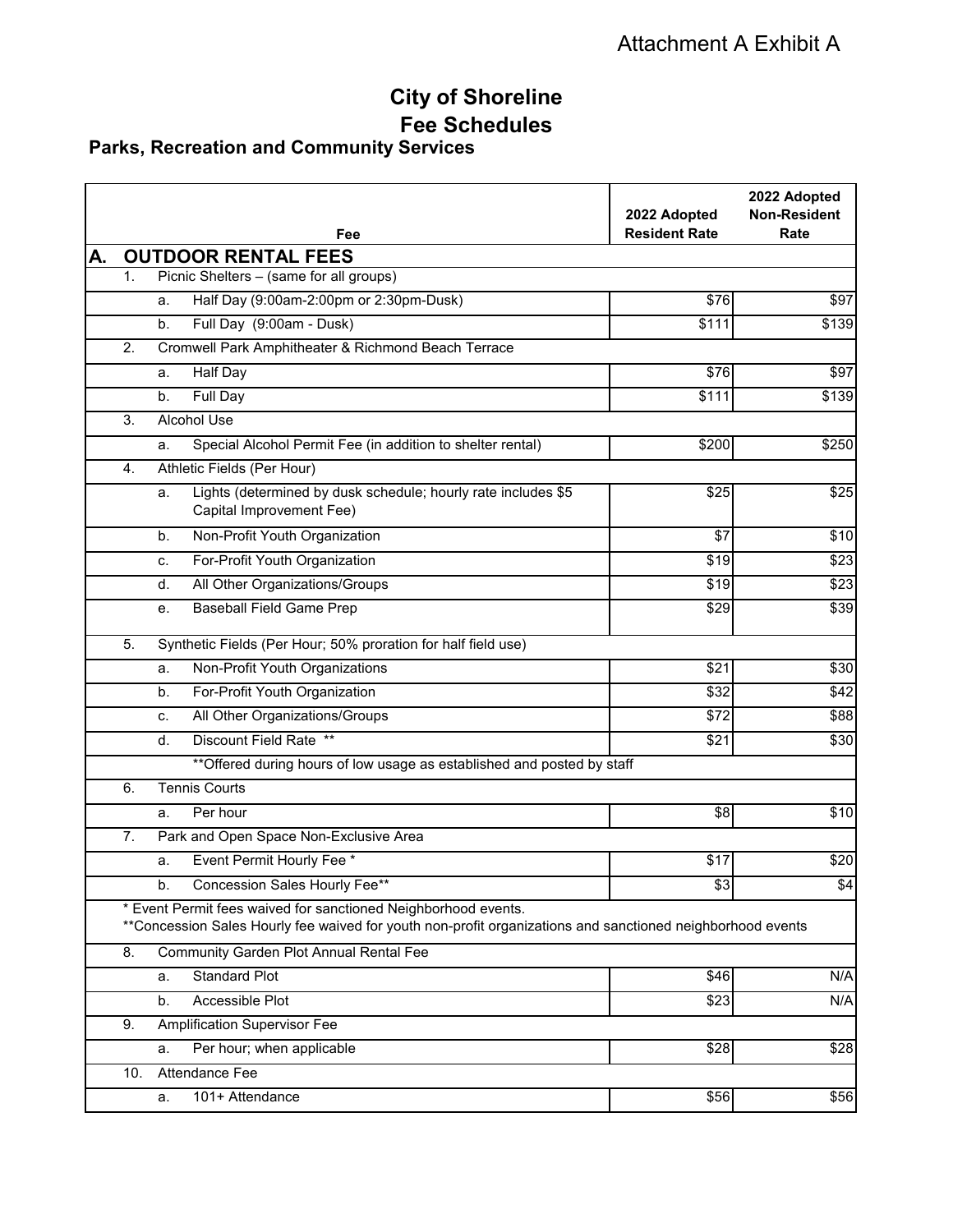Attachment A Exhibit A

# City of Shoreline
# Fee Schedules

## Parks, Recreation and Community Services

| Fee | | | 2022 Adopted Resident Rate | 2022 Adopted Non-Resident Rate |
|---|---|---|---|---|
| **A.** | **OUTDOOR RENTAL FEES** | | | |
| | 1. | Picnic Shelters – (same for all groups) | | |
| | a. | Half Day (9:00am-2:00pm or 2:30pm-Dusk) | $76 | $97 |
| | b. | Full Day (9:00am - Dusk) | $111 | $139 |
| | 2. | Cromwell Park Amphitheater & Richmond Beach Terrace | | |
| | a. | Half Day | $76 | $97 |
| | b. | Full Day | $111 | $139 |
| | 3. | Alcohol Use | | |
| | a. | Special Alcohol Permit Fee (in addition to shelter rental) | $200 | $250 |
| | 4. | Athletic Fields (Per Hour) | | |
| | a. | Lights (determined by dusk schedule; hourly rate includes $5 Capital Improvement Fee) | $25 | $25 |
| | b. | Non-Profit Youth Organization | $7 | $10 |
| | c. | For-Profit Youth Organization | $19 | $23 |
| | d. | All Other Organizations/Groups | $19 | $23 |
| | e. | Baseball Field Game Prep | $29 | $39 |
| | 5. | Synthetic Fields (Per Hour; 50% proration for half field use) | | |
| | a. | Non-Profit Youth Organizations | $21 | $30 |
| | b. | For-Profit Youth Organization | $32 | $42 |
| | c. | All Other Organizations/Groups | $72 | $88 |
| | d. | Discount Field Rate ** | $21 | $30 |
| | | **Offered during hours of low usage as established and posted by staff | | |
| | 6. | Tennis Courts | | |
| | a. | Per hour | $8 | $10 |
| | 7. | Park and Open Space Non-Exclusive Area | | |
| | a. | Event Permit Hourly Fee * | $17 | $20 |
| | b. | Concession Sales Hourly Fee** | $3 | $4 |
| | * Event Permit fees waived for sanctioned Neighborhood events.<br>**Concession Sales Hourly fee waived for youth non-profit organizations and sanctioned neighborhood events | | | |
| | 8. | Community Garden Plot Annual Rental Fee | | |
| | a. | Standard Plot | $46 | N/A |
| | b. | Accessible Plot | $23 | N/A |
| | 9. | Amplification Supervisor Fee | | |
| | a. | Per hour; when applicable | $28 | $28 |
| | 10. | Attendance Fee | | |
| | a. | 101+ Attendance | $56 | $56 |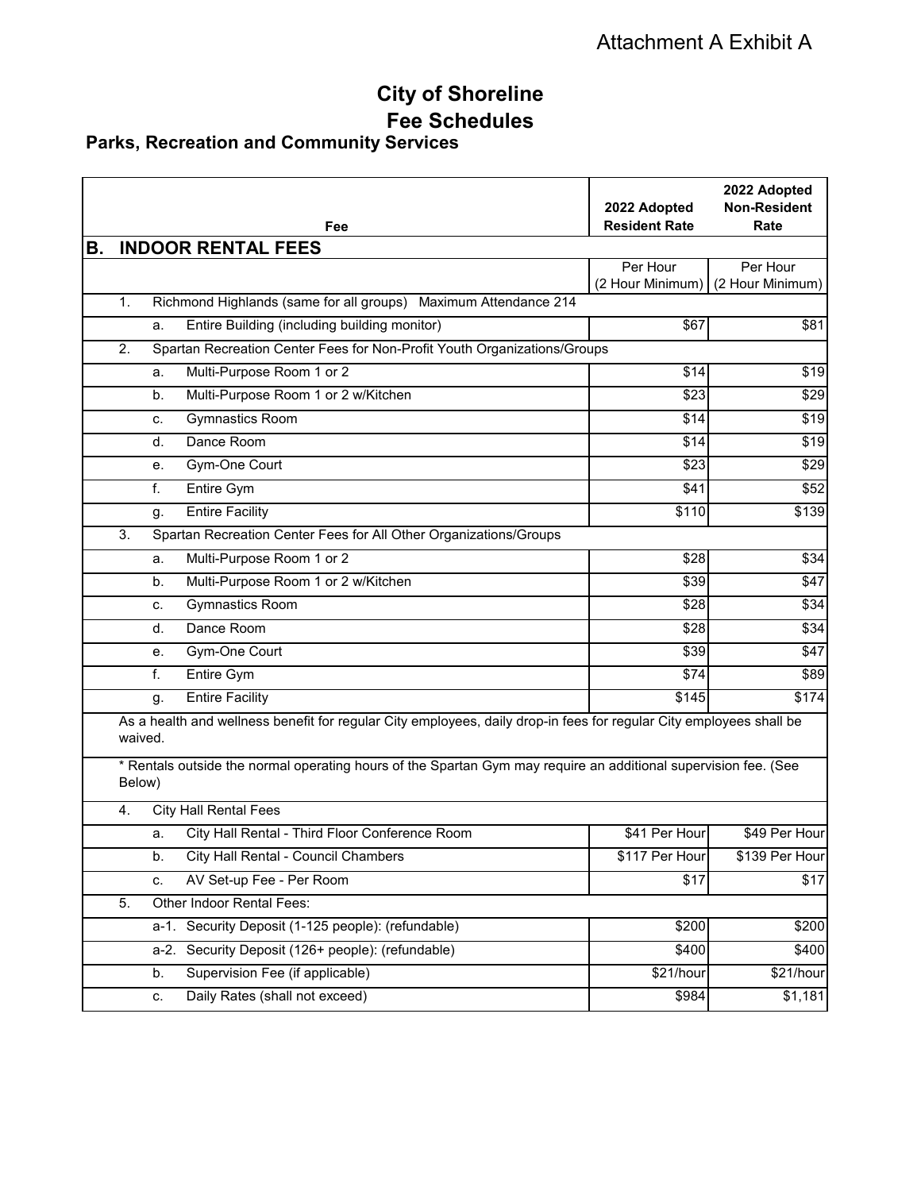Attachment A Exhibit A

# City of Shoreline
# Fee Schedules

## Parks, Recreation and Community Services

| Fee | 2022 Adopted Resident Rate | 2022 Adopted Non-Resident Rate |
|---|---|---|
| **B. INDOOR RENTAL FEES** | | |
| | Per Hour (2 Hour Minimum) | Per Hour (2 Hour Minimum) |
| 1. Richmond Highlands (same for all groups) Maximum Attendance 214 | | |
| a. Entire Building (including building monitor) | $67 | $81 |
| 2. Spartan Recreation Center Fees for Non-Profit Youth Organizations/Groups | | |
| a. Multi-Purpose Room 1 or 2 | $14 | $19 |
| b. Multi-Purpose Room 1 or 2 w/Kitchen | $23 | $29 |
| c. Gymnastics Room | $14 | $19 |
| d. Dance Room | $14 | $19 |
| e. Gym-One Court | $23 | $29 |
| f. Entire Gym | $41 | $52 |
| g. Entire Facility | $110 | $139 |
| 3. Spartan Recreation Center Fees for All Other Organizations/Groups | | |
| a. Multi-Purpose Room 1 or 2 | $28 | $34 |
| b. Multi-Purpose Room 1 or 2 w/Kitchen | $39 | $47 |
| c. Gymnastics Room | $28 | $34 |
| d. Dance Room | $28 | $34 |
| e. Gym-One Court | $39 | $47 |
| f. Entire Gym | $74 | $89 |
| g. Entire Facility | $145 | $174 |
| As a health and wellness benefit for regular City employees, daily drop-in fees for regular City employees shall be waived. | | |
| * Rentals outside the normal operating hours of the Spartan Gym may require an additional supervision fee. (See Below) | | |
| 4. City Hall Rental Fees | | |
| a. City Hall Rental - Third Floor Conference Room | $41 Per Hour | $49 Per Hour |
| b. City Hall Rental - Council Chambers | $117 Per Hour | $139 Per Hour |
| c. AV Set-up Fee - Per Room | $17 | $17 |
| 5. Other Indoor Rental Fees: | | |
| a-1. Security Deposit (1-125 people): (refundable) | $200 | $200 |
| a-2. Security Deposit (126+ people): (refundable) | $400 | $400 |
| b. Supervision Fee (if applicable) | $21/hour | $21/hour |
| c. Daily Rates (shall not exceed) | $984 | $1,181 |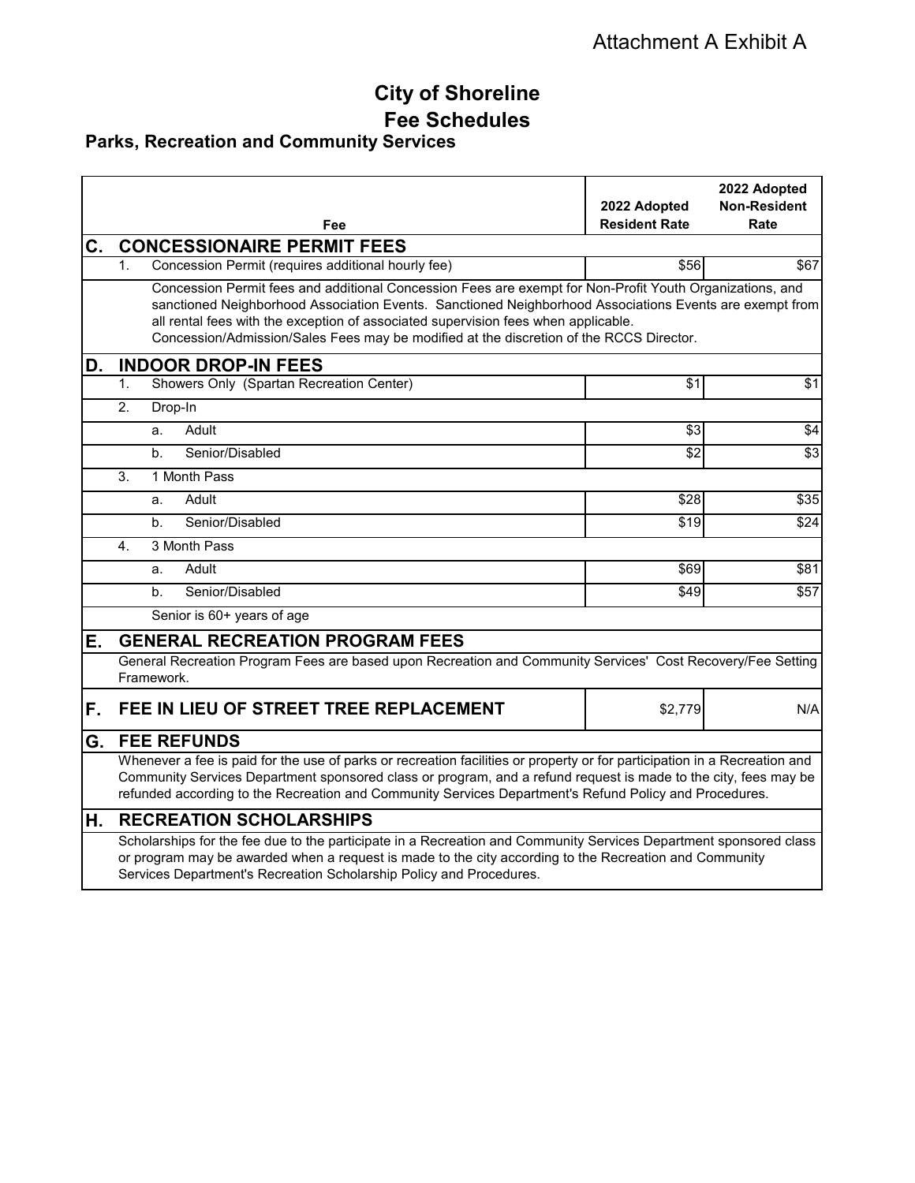Attachment A Exhibit A

# City of Shoreline
# Fee Schedules

## Parks, Recreation and Community Services

| Fee | 2022 Adopted Resident Rate | 2022 Adopted Non-Resident Rate |
|---|---|---|
| **C. CONCESSIONAIRE PERMIT FEES** | | |
| 1. Concession Permit (requires additional hourly fee) | $56 | $67 |
| Concession Permit fees and additional Concession Fees are exempt for Non-Profit Youth Organizations, and sanctioned Neighborhood Association Events. Sanctioned Neighborhood Associations Events are exempt from all rental fees with the exception of associated supervision fees when applicable. Concession/Admission/Sales Fees may be modified at the discretion of the RCCS Director. | | |
| **D. INDOOR DROP-IN FEES** | | |
| 1. Showers Only (Spartan Recreation Center) | $1 | $1 |
| 2. Drop-In | | |
| a. Adult | $3 | $4 |
| b. Senior/Disabled | $2 | $3 |
| 3. 1 Month Pass | | |
| a. Adult | $28 | $35 |
| b. Senior/Disabled | $19 | $24 |
| 4. 3 Month Pass | | |
| a. Adult | $69 | $81 |
| b. Senior/Disabled | $49 | $57 |
| Senior is 60+ years of age | | |
| **E. GENERAL RECREATION PROGRAM FEES** | | |
| General Recreation Program Fees are based upon Recreation and Community Services' Cost Recovery/Fee Setting Framework. | | |
| **F. FEE IN LIEU OF STREET TREE REPLACEMENT** | $2,779 | N/A |
| **G. FEE REFUNDS** | | |
| Whenever a fee is paid for the use of parks or recreation facilities or property or for participation in a Recreation and Community Services Department sponsored class or program, and a refund request is made to the city, fees may be refunded according to the Recreation and Community Services Department's Refund Policy and Procedures. | | |
| **H. RECREATION SCHOLARSHIPS** | | |
| Scholarships for the fee due to the participate in a Recreation and Community Services Department sponsored class or program may be awarded when a request is made to the city according to the Recreation and Community Services Department's Recreation Scholarship Policy and Procedures. | | |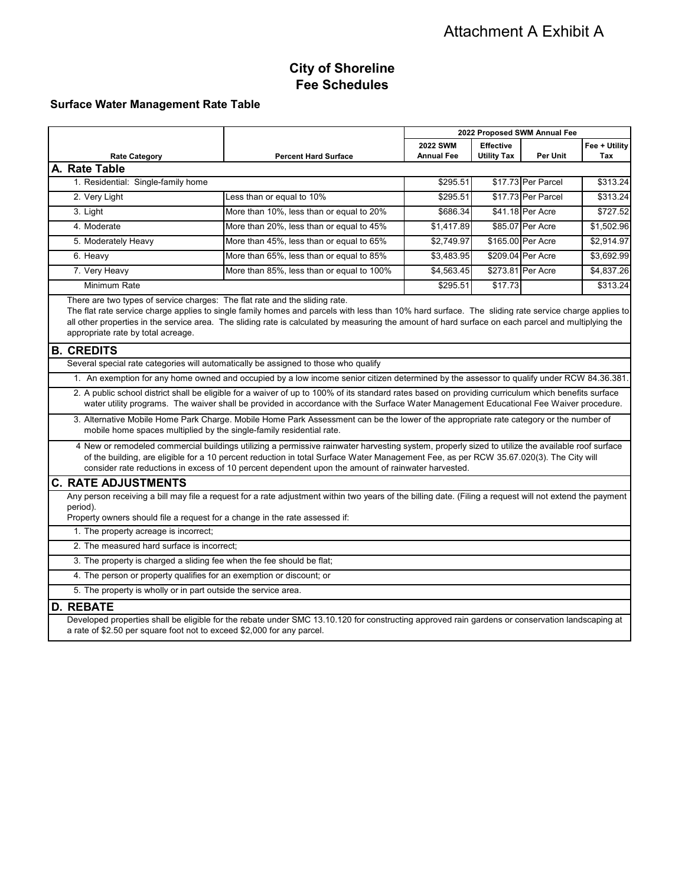Attachment A Exhibit A

# City of Shoreline
# Fee Schedules

## Surface Water Management Rate Table

| | | 2022 Proposed SWM Annual Fee | | | |
|---|---|---|---|---|---|
| **Rate Category** | **Percent Hard Surface** | **2022 SWM Annual Fee** | **Effective Utility Tax** | **Per Unit** | **Fee + Utility Tax** |
| **A. Rate Table** | | | | | |
| 1. Residential: Single-family home | | $295.51 | $17.73 | Per Parcel | $313.24 |
| 2. Very Light | Less than or equal to 10% | $295.51 | $17.73 | Per Parcel | $313.24 |
| 3. Light | More than 10%, less than or equal to 20% | $686.34 | $41.18 | Per Acre | $727.52 |
| 4. Moderate | More than 20%, less than or equal to 45% | $1,417.89 | $85.07 | Per Acre | $1,502.96 |
| 5. Moderately Heavy | More than 45%, less than or equal to 65% | $2,749.97 | $165.00 | Per Acre | $2,914.97 |
| 6. Heavy | More than 65%, less than or equal to 85% | $3,483.95 | $209.04 | Per Acre | $3,692.99 |
| 7. Very Heavy | More than 85%, less than or equal to 100% | $4,563.45 | $273.81 | Per Acre | $4,837.26 |
| Minimum Rate | | $295.51 | $17.73 | | $313.24 |

There are two types of service charges: The flat rate and the sliding rate.
The flat rate service charge applies to single family homes and parcels with less than 10% hard surface. The sliding rate service charge applies to all other properties in the service area. The sliding rate is calculated by measuring the amount of hard surface on each parcel and multiplying the appropriate rate by total acreage.

### B. CREDITS

Several special rate categories will automatically be assigned to those who qualify

1. An exemption for any home owned and occupied by a low income senior citizen determined by the assessor to qualify under RCW 84.36.381.
2. A public school district shall be eligible for a waiver of up to 100% of its standard rates based on providing curriculum which benefits surface water utility programs. The waiver shall be provided in accordance with the Surface Water Management Educational Fee Waiver procedure.
3. Alternative Mobile Home Park Charge. Mobile Home Park Assessment can be the lower of the appropriate rate category or the number of mobile home spaces multiplied by the single-family residential rate.
4. New or remodeled commercial buildings utilizing a permissive rainwater harvesting system, properly sized to utilize the available roof surface of the building, are eligible for a 10 percent reduction in total Surface Water Management Fee, as per RCW 35.67.020(3). The City will consider rate reductions in excess of 10 percent dependent upon the amount of rainwater harvested.

### C. RATE ADJUSTMENTS

Any person receiving a bill may file a request for a rate adjustment within two years of the billing date. (Filing a request will not extend the payment period).
Property owners should file a request for a change in the rate assessed if:

1. The property acreage is incorrect;
2. The measured hard surface is incorrect;
3. The property is charged a sliding fee when the fee should be flat;
4. The person or property qualifies for an exemption or discount; or
5. The property is wholly or in part outside the service area.

### D. REBATE

Developed properties shall be eligible for the rebate under SMC 13.10.120 for constructing approved rain gardens or conservation landscaping at a rate of $2.50 per square foot not to exceed $2,000 for any parcel.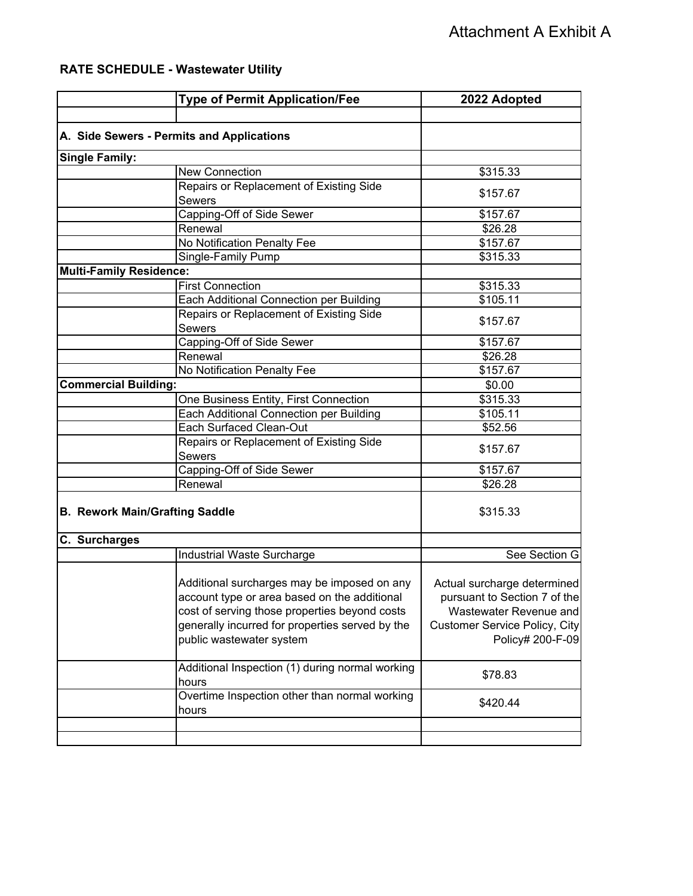Attachment A Exhibit A

**RATE SCHEDULE - Wastewater Utility**

| | Type of Permit Application/Fee | 2022 Adopted |
|---|---|---|
| | | |
| **A. Side Sewers - Permits and Applications** | | |
| **Single Family:** | | |
| | New Connection | $315.33 |
| | Repairs or Replacement of Existing Side Sewers | $157.67 |
| | Capping-Off of Side Sewer | $157.67 |
| | Renewal | $26.28 |
| | No Notification Penalty Fee | $157.67 |
| | Single-Family Pump | $315.33 |
| **Multi-Family Residence:** | | |
| | First Connection | $315.33 |
| | Each Additional Connection per Building | $105.11 |
| | Repairs or Replacement of Existing Side Sewers | $157.67 |
| | Capping-Off of Side Sewer | $157.67 |
| | Renewal | $26.28 |
| | No Notification Penalty Fee | $157.67 |
| **Commercial Building:** | | $0.00 |
| | One Business Entity, First Connection | $315.33 |
| | Each Additional Connection per Building | $105.11 |
| | Each Surfaced Clean-Out | $52.56 |
| | Repairs or Replacement of Existing Side Sewers | $157.67 |
| | Capping-Off of Side Sewer | $157.67 |
| | Renewal | $26.28 |
| **B. Rework Main/Grafting Saddle** | | $315.33 |
| **C. Surcharges** | | |
| | Industrial Waste Surcharge | See Section G |
| | Additional surcharges may be imposed on any account type or area based on the additional cost of serving those properties beyond costs generally incurred for properties served by the public wastewater system | Actual surcharge determined pursuant to Section 7 of the Wastewater Revenue and Customer Service Policy, City Policy# 200-F-09 |
| | Additional Inspection (1) during normal working hours | $78.83 |
| | Overtime Inspection other than normal working hours | $420.44 |
| | | |
| | | |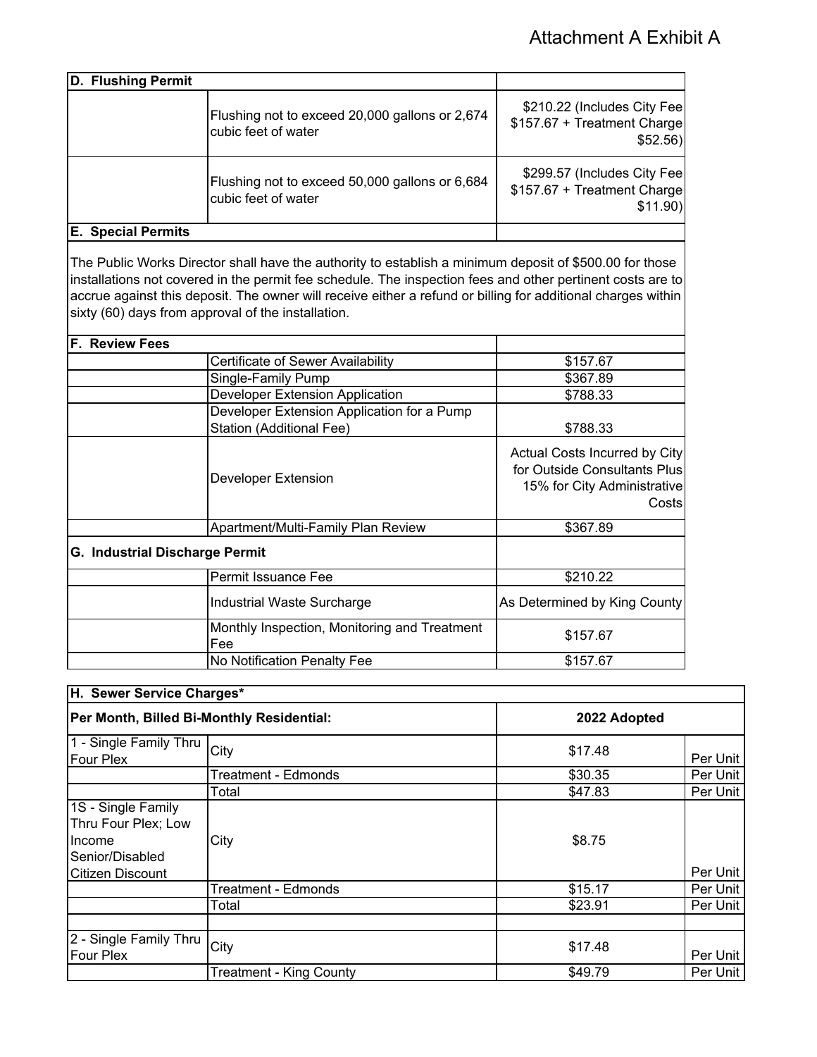# Attachment A Exhibit A

| | | |
|---|---|---|
| **D. Flushing Permit** | | |
| | Flushing not to exceed 20,000 gallons or 2,674 cubic feet of water | $210.22 (Includes City Fee $157.67 + Treatment Charge $52.56) |
| | Flushing not to exceed 50,000 gallons or 6,684 cubic feet of water | $299.57 (Includes City Fee $157.67 + Treatment Charge $11.90) |
| **E. Special Permits** | | |

The Public Works Director shall have the authority to establish a minimum deposit of $500.00 for those installations not covered in the permit fee schedule. The inspection fees and other pertinent costs are to accrue against this deposit. The owner will receive either a refund or billing for additional charges within sixty (60) days from approval of the installation.

| | | |
|---|---|---|
| **F. Review Fees** | | |
| | Certificate of Sewer Availability | $157.67 |
| | Single-Family Pump | $367.89 |
| | Developer Extension Application | $788.33 |
| | Developer Extension Application for a Pump Station (Additional Fee) | $788.33 |
| | Developer Extension | Actual Costs Incurred by City for Outside Consultants Plus 15% for City Administrative Costs |
| | Apartment/Multi-Family Plan Review | $367.89 |
| **G. Industrial Discharge Permit** | | |
| | Permit Issuance Fee | $210.22 |
| | Industrial Waste Surcharge | As Determined by King County |
| | Monthly Inspection, Monitoring and Treatment Fee | $157.67 |
| | No Notification Penalty Fee | $157.67 |

| **H. Sewer Service Charges*** | | | |
|---|---|---|---|
| **Per Month, Billed Bi-Monthly Residential:** | | **2022 Adopted** | |
| 1 - Single Family Thru Four Plex | City | $17.48 | Per Unit |
| | Treatment - Edmonds | $30.35 | Per Unit |
| | Total | $47.83 | Per Unit |
| 1S - Single Family Thru Four Plex; Low Income Senior/Disabled Citizen Discount | City | $8.75 | Per Unit |
| | Treatment - Edmonds | $15.17 | Per Unit |
| | Total | $23.91 | Per Unit |
| | | | |
| 2 - Single Family Thru Four Plex | City | $17.48 | Per Unit |
| | Treatment - King County | $49.79 | Per Unit |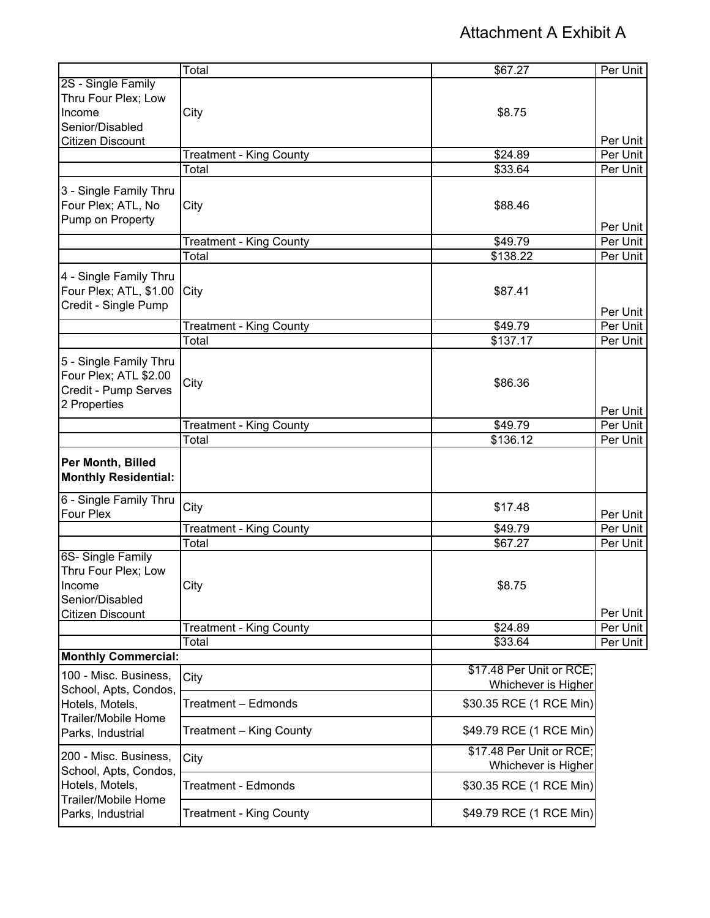# Attachment A Exhibit A

| | | | |
|---|---|---|---|
| | Total | $67.27 | Per Unit |
| 2S - Single Family Thru Four Plex; Low Income Senior/Disabled Citizen Discount | City | $8.75 | Per Unit |
| | Treatment - King County | $24.89 | Per Unit |
| | Total | $33.64 | Per Unit |
| 3 - Single Family Thru Four Plex; ATL, No Pump on Property | City | $88.46 | Per Unit |
| | Treatment - King County | $49.79 | Per Unit |
| | Total | $138.22 | Per Unit |
| 4 - Single Family Thru Four Plex; ATL, $1.00 Credit - Single Pump | City | $87.41 | Per Unit |
| | Treatment - King County | $49.79 | Per Unit |
| | Total | $137.17 | Per Unit |
| 5 - Single Family Thru Four Plex; ATL $2.00 Credit - Pump Serves 2 Properties | City | $86.36 | Per Unit |
| | Treatment - King County | $49.79 | Per Unit |
| | Total | $136.12 | Per Unit |
| **Per Month, Billed Monthly Residential:** | | | |
| 6 - Single Family Thru Four Plex | City | $17.48 | Per Unit |
| | Treatment - King County | $49.79 | Per Unit |
| | Total | $67.27 | Per Unit |
| 6S- Single Family Thru Four Plex; Low Income Senior/Disabled Citizen Discount | City | $8.75 | Per Unit |
| | Treatment - King County | $24.89 | Per Unit |
| | Total | $33.64 | Per Unit |
| **Monthly Commercial:** | | | |
| 100 - Misc. Business, School, Apts, Condos, Hotels, Motels, Trailer/Mobile Home Parks, Industrial | City | $17.48 Per Unit or RCE; Whichever is Higher | |
| | Treatment – Edmonds | $30.35 RCE (1 RCE Min) | |
| | Treatment – King County | $49.79 RCE (1 RCE Min) | |
| 200 - Misc. Business, School, Apts, Condos, Hotels, Motels, Trailer/Mobile Home Parks, Industrial | City | $17.48 Per Unit or RCE; Whichever is Higher | |
| | Treatment - Edmonds | $30.35 RCE (1 RCE Min) | |
| | Treatment - King County | $49.79 RCE (1 RCE Min) | |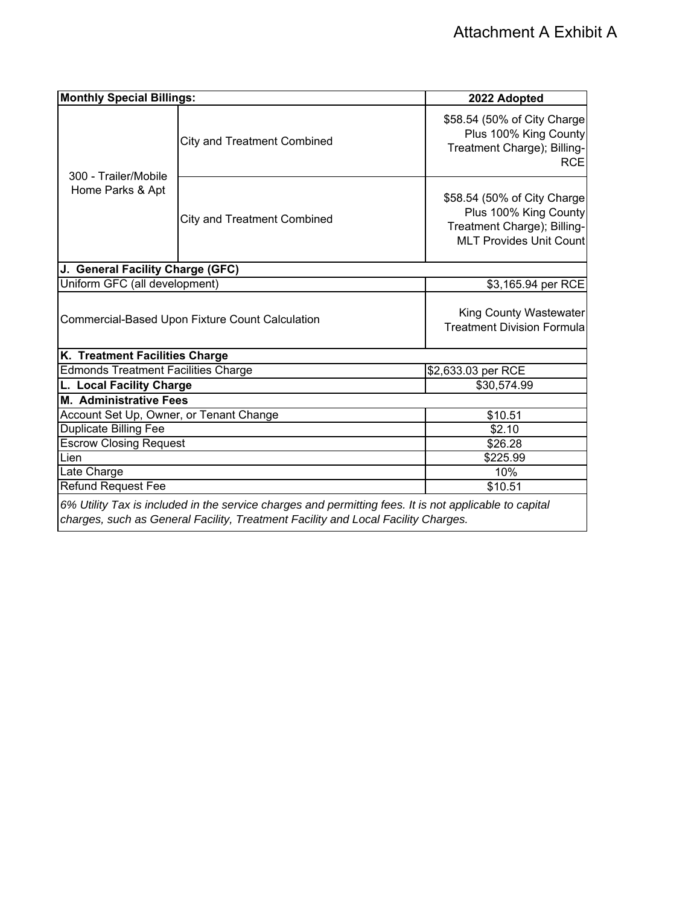Attachment A Exhibit A

| Monthly Special Billings: | | 2022 Adopted |
|---|---|---|
| 300 - Trailer/Mobile Home Parks & Apt | City and Treatment Combined | $58.54 (50% of City Charge Plus 100% King County Treatment Charge); Billing-RCE |
| | City and Treatment Combined | $58.54 (50% of City Charge Plus 100% King County Treatment Charge); Billing-MLT Provides Unit Count |
| **J. General Facility Charge (GFC)** | | |
| Uniform GFC (all development) | | $3,165.94 per RCE |
| Commercial-Based Upon Fixture Count Calculation | | King County Wastewater Treatment Division Formula |
| **K. Treatment Facilities Charge** | | |
| Edmonds Treatment Facilities Charge | | $2,633.03 per RCE |
| **L. Local Facility Charge** | | $30,574.99 |
| **M. Administrative Fees** | | |
| Account Set Up, Owner, or Tenant Change | | $10.51 |
| Duplicate Billing Fee | | $2.10 |
| Escrow Closing Request | | $26.28 |
| Lien | | $225.99 |
| Late Charge | | 10% |
| Refund Request Fee | | $10.51 |

*6% Utility Tax is included in the service charges and permitting fees. It is not applicable to capital charges, such as General Facility, Treatment Facility and Local Facility Charges.*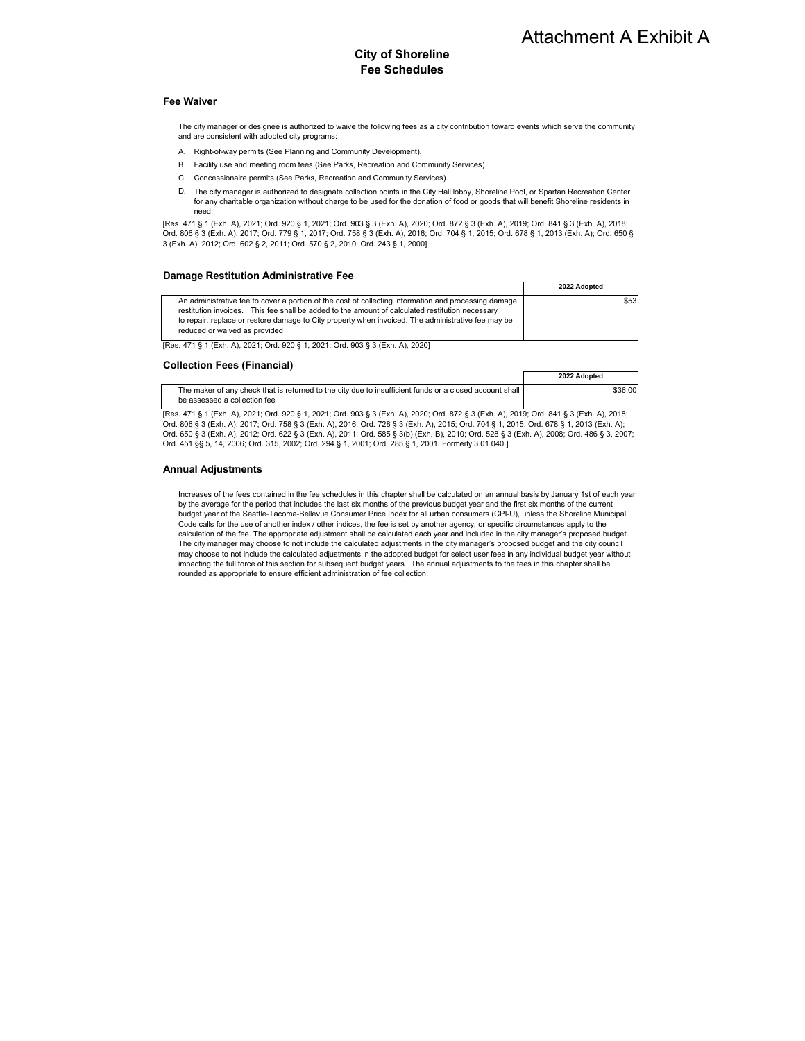# Attachment A Exhibit A

## City of Shoreline
## Fee Schedules

### Fee Waiver

The city manager or designee is authorized to waive the following fees as a city contribution toward events which serve the community and are consistent with adopted city programs:

A. Right-of-way permits (See Planning and Community Development).

B. Facility use and meeting room fees (See Parks, Recreation and Community Services).

C. Concessionaire permits (See Parks, Recreation and Community Services).

D. The city manager is authorized to designate collection points in the City Hall lobby, Shoreline Pool, or Spartan Recreation Center for any charitable organization without charge to be used for the donation of food or goods that will benefit Shoreline residents in need.

[Res. 471 § 1 (Exh. A), 2021; Ord. 920 § 1, 2021; Ord. 903 § 3 (Exh. A), 2020; Ord. 872 § 3 (Exh. A), 2019; Ord. 841 § 3 (Exh. A), 2018; Ord. 806 § 3 (Exh. A), 2017; Ord. 779 § 1, 2017; Ord. 758 § 3 (Exh. A), 2016; Ord. 704 § 1, 2015; Ord. 678 § 1, 2013 (Exh. A); Ord. 650 § 3 (Exh. A), 2012; Ord. 602 § 2, 2011; Ord. 570 § 2, 2010; Ord. 243 § 1, 2000]

### Damage Restitution Administrative Fee

| | 2022 Adopted |
|---|---|
| An administrative fee to cover a portion of the cost of collecting information and processing damage restitution invoices. This fee shall be added to the amount of calculated restitution necessary to repair, replace or restore damage to City property when invoiced. The administrative fee may be reduced or waived as provided | $53 |

[Res. 471 § 1 (Exh. A), 2021; Ord. 920 § 1, 2021; Ord. 903 § 3 (Exh. A), 2020]

### Collection Fees (Financial)

| | 2022 Adopted |
|---|---|
| The maker of any check that is returned to the city due to insufficient funds or a closed account shall be assessed a collection fee | $36.00 |

[Res. 471 § 1 (Exh. A), 2021; Ord. 920 § 1, 2021; Ord. 903 § 3 (Exh. A), 2020; Ord. 872 § 3 (Exh. A), 2019; Ord. 841 § 3 (Exh. A), 2018; Ord. 806 § 3 (Exh. A), 2017; Ord. 758 § 3 (Exh. A), 2016; Ord. 728 § 3 (Exh. A), 2015; Ord. 704 § 1, 2015; Ord. 678 § 1, 2013 (Exh. A); Ord. 650 § 3 (Exh. A), 2012; Ord. 622 § 3 (Exh. A), 2011; Ord. 585 § 3(b) (Exh. B), 2010; Ord. 528 § 3 (Exh. A), 2008; Ord. 486 § 3, 2007; Ord. 451 §§ 5, 14, 2006; Ord. 315, 2002; Ord. 294 § 1, 2001; Ord. 285 § 1, 2001. Formerly 3.01.040.]

### Annual Adjustments

Increases of the fees contained in the fee schedules in this chapter shall be calculated on an annual basis by January 1st of each year by the average for the period that includes the last six months of the previous budget year and the first six months of the current budget year of the Seattle-Tacoma-Bellevue Consumer Price Index for all urban consumers (CPI-U), unless the Shoreline Municipal Code calls for the use of another index / other indices, the fee is set by another agency, or specific circumstances apply to the calculation of the fee. The appropriate adjustment shall be calculated each year and included in the city manager's proposed budget. The city manager may choose to not include the calculated adjustments in the city manager's proposed budget and the city council may choose to not include the calculated adjustments in the adopted budget for select user fees in any individual budget year without impacting the full force of this section for subsequent budget years. The annual adjustments to the fees in this chapter shall be rounded as appropriate to ensure efficient administration of fee collection.